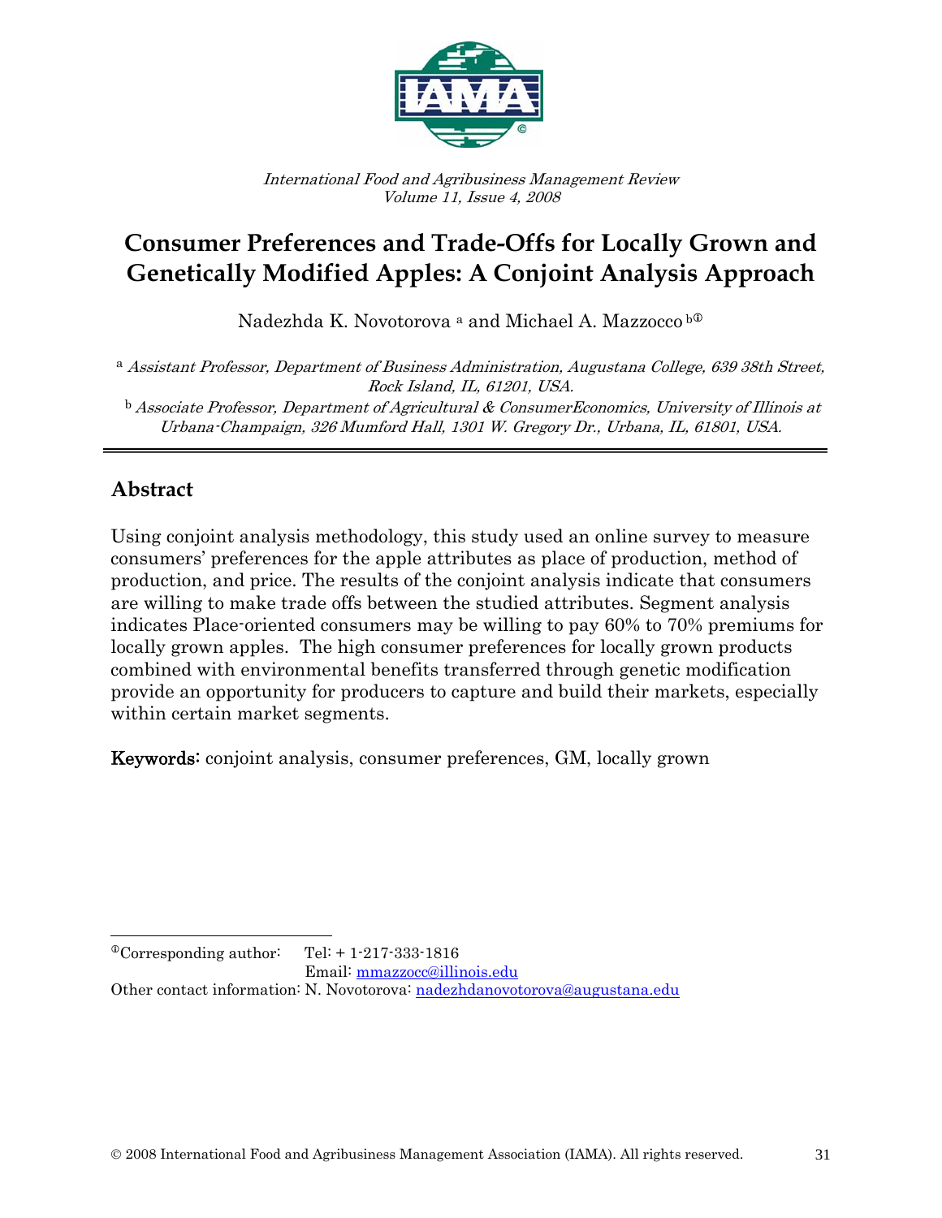*International Food and Agribusiness Management Review*
*Volume 11, Issue 4, 2008*

# Consumer Preferences and Trade-Offs for Locally Grown and Genetically Modified Apples: A Conjoint Analysis Approach

Nadezhda K. Novotorova [a] and Michael A. Mazzocco [b①]

[a] *Assistant Professor, Department of Business Administration, Augustana College, 639 38th Street, Rock Island, IL, 61201, USA.*

[b] *Associate Professor, Department of Agricultural & ConsumerEconomics, University of Illinois at Urbana-Champaign, 326 Mumford Hall, 1301 W. Gregory Dr., Urbana, IL, 61801, USA.*

## Abstract

Using conjoint analysis methodology, this study used an online survey to measure consumers' preferences for the apple attributes as place of production, method of production, and price. The results of the conjoint analysis indicate that consumers are willing to make trade offs between the studied attributes. Segment analysis indicates Place-oriented consumers may be willing to pay 60% to 70% premiums for locally grown apples. The high consumer preferences for locally grown products combined with environmental benefits transferred through genetic modification provide an opportunity for producers to capture and build their markets, especially within certain market segments.

**Keywords:** conjoint analysis, consumer preferences, GM, locally grown

①Corresponding author: Tel: + 1-217-333-1816
Email: mmazzocc@illinois.edu
Other contact information: N. Novotorova: nadezhdanovotorova@augustana.edu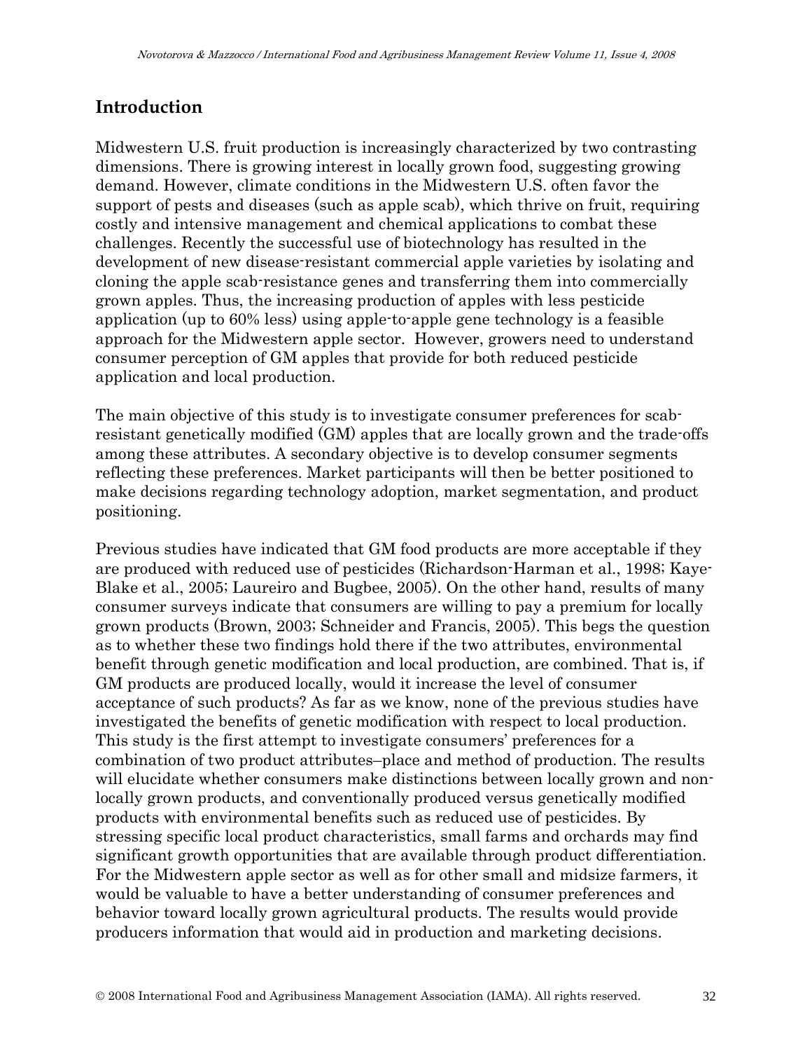## Introduction

Midwestern U.S. fruit production is increasingly characterized by two contrasting dimensions. There is growing interest in locally grown food, suggesting growing demand. However, climate conditions in the Midwestern U.S. often favor the support of pests and diseases (such as apple scab), which thrive on fruit, requiring costly and intensive management and chemical applications to combat these challenges. Recently the successful use of biotechnology has resulted in the development of new disease-resistant commercial apple varieties by isolating and cloning the apple scab-resistance genes and transferring them into commercially grown apples. Thus, the increasing production of apples with less pesticide application (up to 60% less) using apple-to-apple gene technology is a feasible approach for the Midwestern apple sector. However, growers need to understand consumer perception of GM apples that provide for both reduced pesticide application and local production.

The main objective of this study is to investigate consumer preferences for scab-resistant genetically modified (GM) apples that are locally grown and the trade-offs among these attributes. A secondary objective is to develop consumer segments reflecting these preferences. Market participants will then be better positioned to make decisions regarding technology adoption, market segmentation, and product positioning.

Previous studies have indicated that GM food products are more acceptable if they are produced with reduced use of pesticides (Richardson-Harman et al., 1998; Kaye-Blake et al., 2005; Laureiro and Bugbee, 2005). On the other hand, results of many consumer surveys indicate that consumers are willing to pay a premium for locally grown products (Brown, 2003; Schneider and Francis, 2005). This begs the question as to whether these two findings hold there if the two attributes, environmental benefit through genetic modification and local production, are combined. That is, if GM products are produced locally, would it increase the level of consumer acceptance of such products? As far as we know, none of the previous studies have investigated the benefits of genetic modification with respect to local production. This study is the first attempt to investigate consumers' preferences for a combination of two product attributes–place and method of production. The results will elucidate whether consumers make distinctions between locally grown and non-locally grown products, and conventionally produced versus genetically modified products with environmental benefits such as reduced use of pesticides. By stressing specific local product characteristics, small farms and orchards may find significant growth opportunities that are available through product differentiation. For the Midwestern apple sector as well as for other small and midsize farmers, it would be valuable to have a better understanding of consumer preferences and behavior toward locally grown agricultural products. The results would provide producers information that would aid in production and marketing decisions.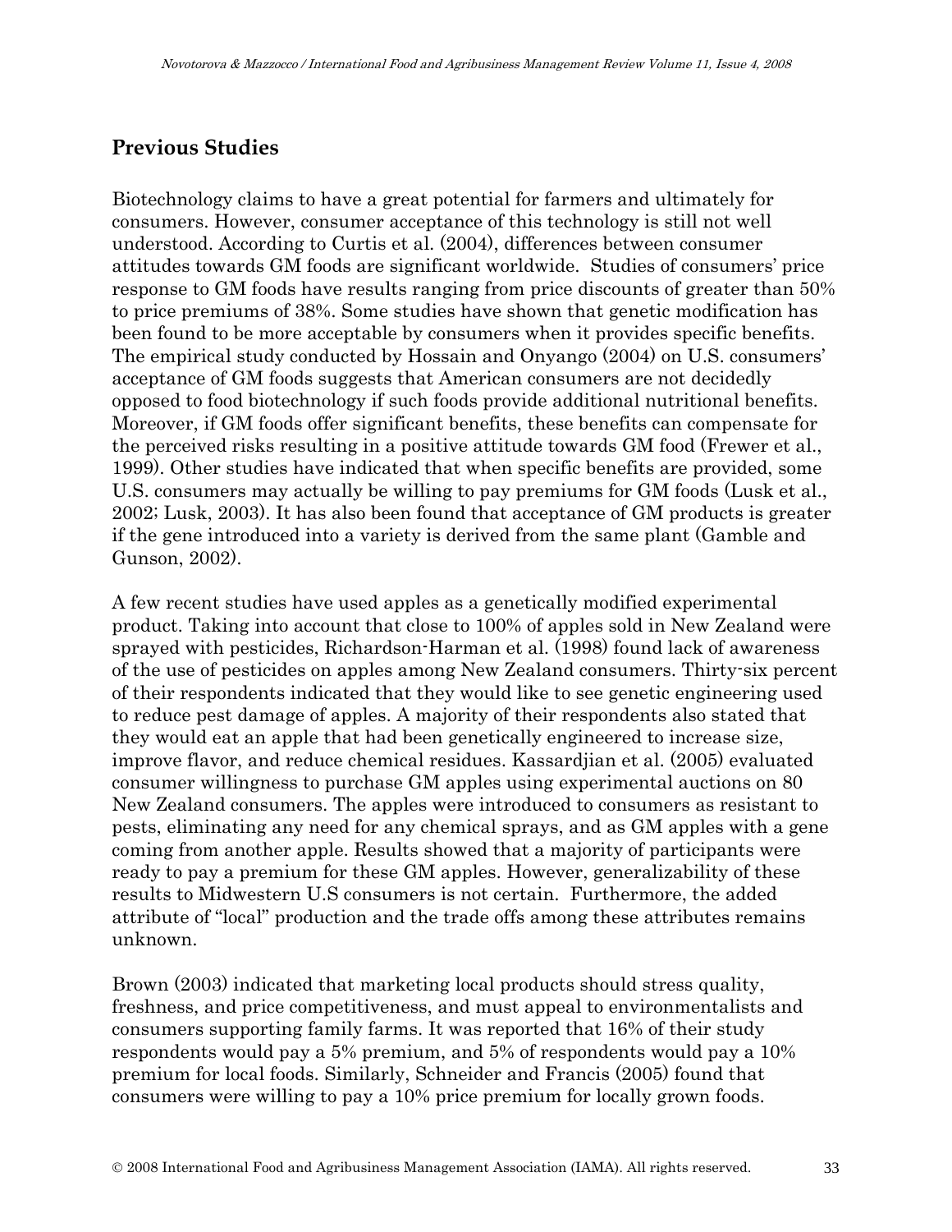## Previous Studies

Biotechnology claims to have a great potential for farmers and ultimately for consumers. However, consumer acceptance of this technology is still not well understood. According to Curtis et al. (2004), differences between consumer attitudes towards GM foods are significant worldwide. Studies of consumers' price response to GM foods have results ranging from price discounts of greater than 50% to price premiums of 38%. Some studies have shown that genetic modification has been found to be more acceptable by consumers when it provides specific benefits. The empirical study conducted by Hossain and Onyango (2004) on U.S. consumers' acceptance of GM foods suggests that American consumers are not decidedly opposed to food biotechnology if such foods provide additional nutritional benefits. Moreover, if GM foods offer significant benefits, these benefits can compensate for the perceived risks resulting in a positive attitude towards GM food (Frewer et al., 1999). Other studies have indicated that when specific benefits are provided, some U.S. consumers may actually be willing to pay premiums for GM foods (Lusk et al., 2002; Lusk, 2003). It has also been found that acceptance of GM products is greater if the gene introduced into a variety is derived from the same plant (Gamble and Gunson, 2002).

A few recent studies have used apples as a genetically modified experimental product. Taking into account that close to 100% of apples sold in New Zealand were sprayed with pesticides, Richardson-Harman et al. (1998) found lack of awareness of the use of pesticides on apples among New Zealand consumers. Thirty-six percent of their respondents indicated that they would like to see genetic engineering used to reduce pest damage of apples. A majority of their respondents also stated that they would eat an apple that had been genetically engineered to increase size, improve flavor, and reduce chemical residues. Kassardjian et al. (2005) evaluated consumer willingness to purchase GM apples using experimental auctions on 80 New Zealand consumers. The apples were introduced to consumers as resistant to pests, eliminating any need for any chemical sprays, and as GM apples with a gene coming from another apple. Results showed that a majority of participants were ready to pay a premium for these GM apples. However, generalizability of these results to Midwestern U.S consumers is not certain. Furthermore, the added attribute of "local" production and the trade offs among these attributes remains unknown.

Brown (2003) indicated that marketing local products should stress quality, freshness, and price competitiveness, and must appeal to environmentalists and consumers supporting family farms. It was reported that 16% of their study respondents would pay a 5% premium, and 5% of respondents would pay a 10% premium for local foods. Similarly, Schneider and Francis (2005) found that consumers were willing to pay a 10% price premium for locally grown foods.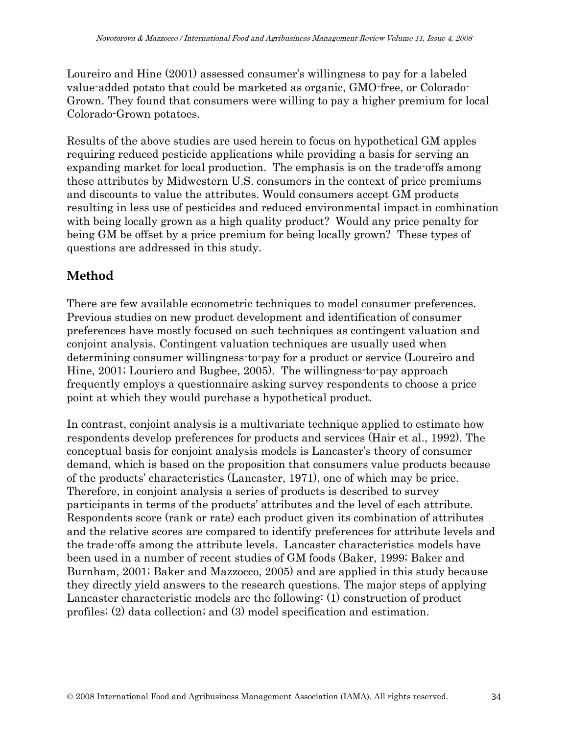Loureiro and Hine (2001) assessed consumer's willingness to pay for a labeled value-added potato that could be marketed as organic, GMO-free, or Colorado-Grown. They found that consumers were willing to pay a higher premium for local Colorado-Grown potatoes.

Results of the above studies are used herein to focus on hypothetical GM apples requiring reduced pesticide applications while providing a basis for serving an expanding market for local production. The emphasis is on the trade-offs among these attributes by Midwestern U.S. consumers in the context of price premiums and discounts to value the attributes. Would consumers accept GM products resulting in less use of pesticides and reduced environmental impact in combination with being locally grown as a high quality product? Would any price penalty for being GM be offset by a price premium for being locally grown? These types of questions are addressed in this study.

## Method

There are few available econometric techniques to model consumer preferences. Previous studies on new product development and identification of consumer preferences have mostly focused on such techniques as contingent valuation and conjoint analysis. Contingent valuation techniques are usually used when determining consumer willingness-to-pay for a product or service (Loureiro and Hine, 2001; Louriero and Bugbee, 2005). The willingness-to-pay approach frequently employs a questionnaire asking survey respondents to choose a price point at which they would purchase a hypothetical product.

In contrast, conjoint analysis is a multivariate technique applied to estimate how respondents develop preferences for products and services (Hair et al., 1992). The conceptual basis for conjoint analysis models is Lancaster's theory of consumer demand, which is based on the proposition that consumers value products because of the products' characteristics (Lancaster, 1971), one of which may be price. Therefore, in conjoint analysis a series of products is described to survey participants in terms of the products' attributes and the level of each attribute. Respondents score (rank or rate) each product given its combination of attributes and the relative scores are compared to identify preferences for attribute levels and the trade-offs among the attribute levels. Lancaster characteristics models have been used in a number of recent studies of GM foods (Baker, 1999; Baker and Burnham, 2001; Baker and Mazzocco, 2005) and are applied in this study because they directly yield answers to the research questions. The major steps of applying Lancaster characteristic models are the following: (1) construction of product profiles; (2) data collection; and (3) model specification and estimation.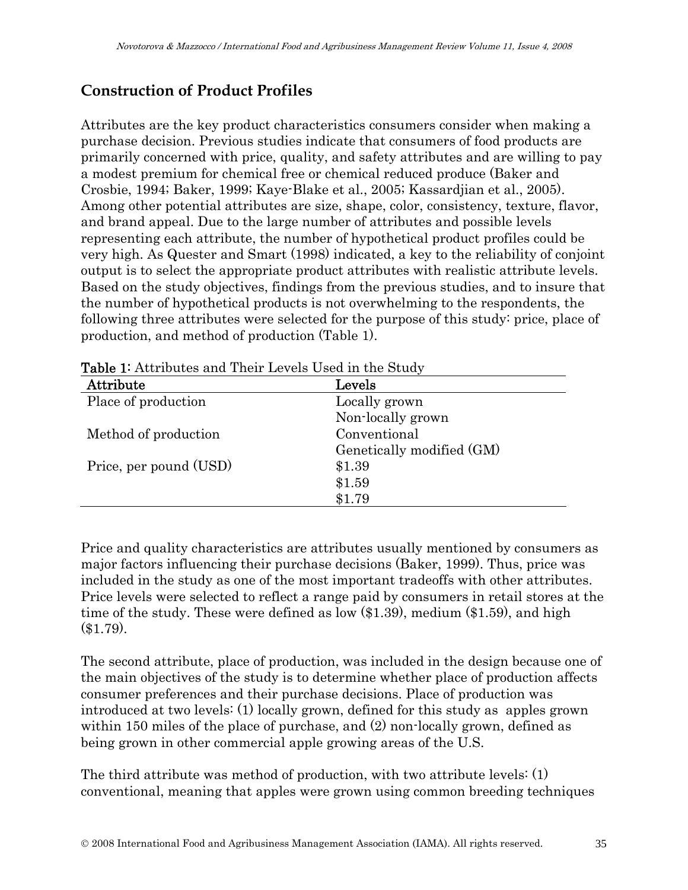## Construction of Product Profiles

Attributes are the key product characteristics consumers consider when making a purchase decision. Previous studies indicate that consumers of food products are primarily concerned with price, quality, and safety attributes and are willing to pay a modest premium for chemical free or chemical reduced produce (Baker and Crosbie, 1994; Baker, 1999; Kaye-Blake et al., 2005; Kassardjian et al., 2005). Among other potential attributes are size, shape, color, consistency, texture, flavor, and brand appeal. Due to the large number of attributes and possible levels representing each attribute, the number of hypothetical product profiles could be very high. As Quester and Smart (1998) indicated, a key to the reliability of conjoint output is to select the appropriate product attributes with realistic attribute levels. Based on the study objectives, findings from the previous studies, and to insure that the number of hypothetical products is not overwhelming to the respondents, the following three attributes were selected for the purpose of this study: price, place of production, and method of production (Table 1).

**Table 1:** Attributes and Their Levels Used in the Study

| Attribute | Levels |
|---|---|
| Place of production | Locally grown |
| | Non-locally grown |
| Method of production | Conventional |
| | Genetically modified (GM) |
| Price, per pound (USD) | \$1.39 |
| | \$1.59 |
| | \$1.79 |

Price and quality characteristics are attributes usually mentioned by consumers as major factors influencing their purchase decisions (Baker, 1999). Thus, price was included in the study as one of the most important tradeoffs with other attributes. Price levels were selected to reflect a range paid by consumers in retail stores at the time of the study. These were defined as low (\$1.39), medium (\$1.59), and high (\$1.79).

The second attribute, place of production, was included in the design because one of the main objectives of the study is to determine whether place of production affects consumer preferences and their purchase decisions. Place of production was introduced at two levels: (1) locally grown, defined for this study as apples grown within 150 miles of the place of purchase, and (2) non-locally grown, defined as being grown in other commercial apple growing areas of the U.S.

The third attribute was method of production, with two attribute levels: (1) conventional, meaning that apples were grown using common breeding techniques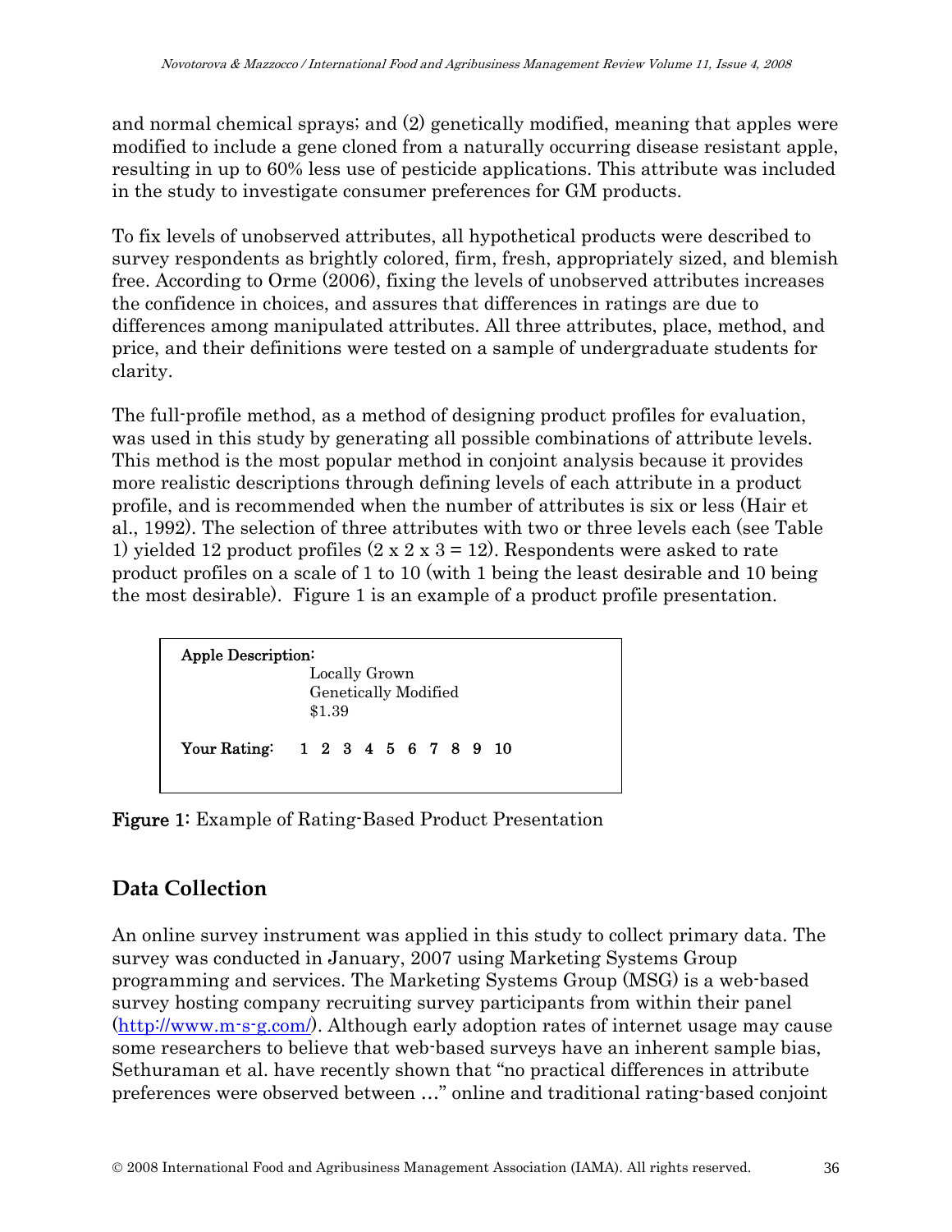and normal chemical sprays; and (2) genetically modified, meaning that apples were modified to include a gene cloned from a naturally occurring disease resistant apple, resulting in up to 60% less use of pesticide applications. This attribute was included in the study to investigate consumer preferences for GM products.

To fix levels of unobserved attributes, all hypothetical products were described to survey respondents as brightly colored, firm, fresh, appropriately sized, and blemish free. According to Orme (2006), fixing the levels of unobserved attributes increases the confidence in choices, and assures that differences in ratings are due to differences among manipulated attributes. All three attributes, place, method, and price, and their definitions were tested on a sample of undergraduate students for clarity.

The full-profile method, as a method of designing product profiles for evaluation, was used in this study by generating all possible combinations of attribute levels. This method is the most popular method in conjoint analysis because it provides more realistic descriptions through defining levels of each attribute in a product profile, and is recommended when the number of attributes is six or less (Hair et al., 1992). The selection of three attributes with two or three levels each (see Table 1) yielded 12 product profiles (2 x 2 x 3 = 12). Respondents were asked to rate product profiles on a scale of 1 to 10 (with 1 being the least desirable and 10 being the most desirable). Figure 1 is an example of a product profile presentation.

**Apple Description:**
Locally Grown
Genetically Modified
$1.39

**Your Rating:** 1 2 3 4 5 6 7 8 9 10

**Figure 1:** Example of Rating-Based Product Presentation

## Data Collection

An online survey instrument was applied in this study to collect primary data. The survey was conducted in January, 2007 using Marketing Systems Group programming and services. The Marketing Systems Group (MSG) is a web-based survey hosting company recruiting survey participants from within their panel (http://www.m-s-g.com/). Although early adoption rates of internet usage may cause some researchers to believe that web-based surveys have an inherent sample bias, Sethuraman et al. have recently shown that "no practical differences in attribute preferences were observed between …" online and traditional rating-based conjoint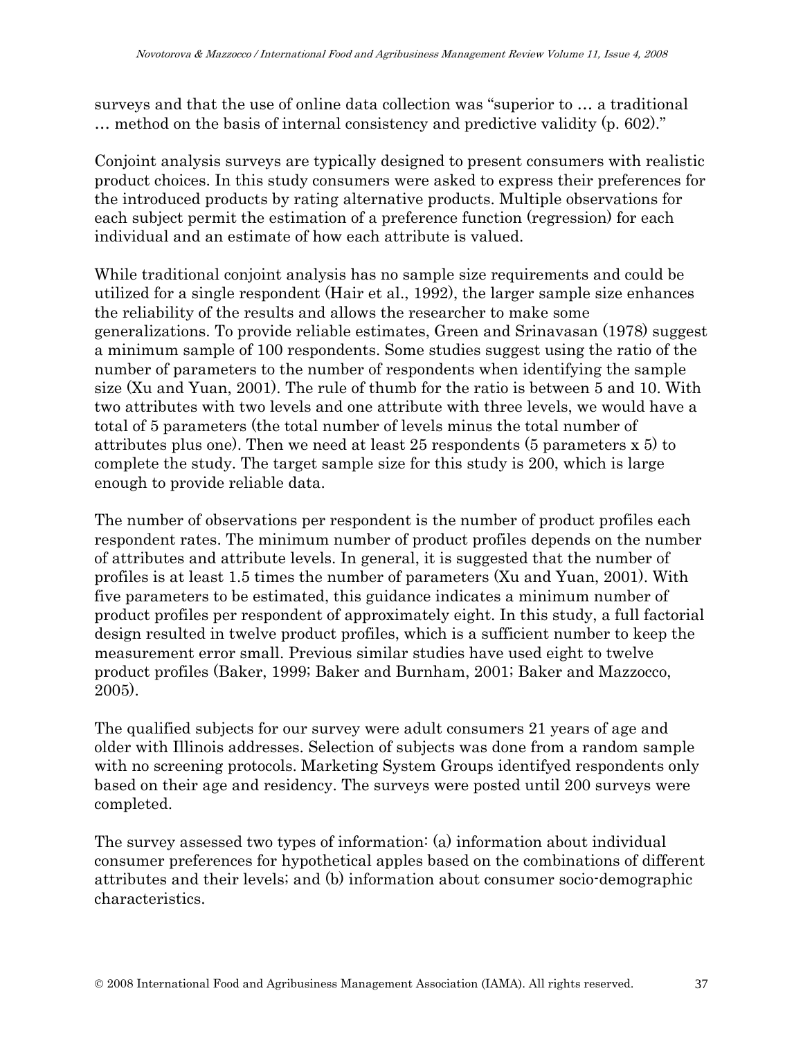surveys and that the use of online data collection was "superior to … a traditional … method on the basis of internal consistency and predictive validity (p. 602)."

Conjoint analysis surveys are typically designed to present consumers with realistic product choices. In this study consumers were asked to express their preferences for the introduced products by rating alternative products. Multiple observations for each subject permit the estimation of a preference function (regression) for each individual and an estimate of how each attribute is valued.

While traditional conjoint analysis has no sample size requirements and could be utilized for a single respondent (Hair et al., 1992), the larger sample size enhances the reliability of the results and allows the researcher to make some generalizations. To provide reliable estimates, Green and Srinavasan (1978) suggest a minimum sample of 100 respondents. Some studies suggest using the ratio of the number of parameters to the number of respondents when identifying the sample size (Xu and Yuan, 2001). The rule of thumb for the ratio is between 5 and 10. With two attributes with two levels and one attribute with three levels, we would have a total of 5 parameters (the total number of levels minus the total number of attributes plus one). Then we need at least 25 respondents (5 parameters x 5) to complete the study. The target sample size for this study is 200, which is large enough to provide reliable data.

The number of observations per respondent is the number of product profiles each respondent rates. The minimum number of product profiles depends on the number of attributes and attribute levels. In general, it is suggested that the number of profiles is at least 1.5 times the number of parameters (Xu and Yuan, 2001). With five parameters to be estimated, this guidance indicates a minimum number of product profiles per respondent of approximately eight. In this study, a full factorial design resulted in twelve product profiles, which is a sufficient number to keep the measurement error small. Previous similar studies have used eight to twelve product profiles (Baker, 1999; Baker and Burnham, 2001; Baker and Mazzocco, 2005).

The qualified subjects for our survey were adult consumers 21 years of age and older with Illinois addresses. Selection of subjects was done from a random sample with no screening protocols. Marketing System Groups identifyed respondents only based on their age and residency. The surveys were posted until 200 surveys were completed.

The survey assessed two types of information: (a) information about individual consumer preferences for hypothetical apples based on the combinations of different attributes and their levels; and (b) information about consumer socio-demographic characteristics.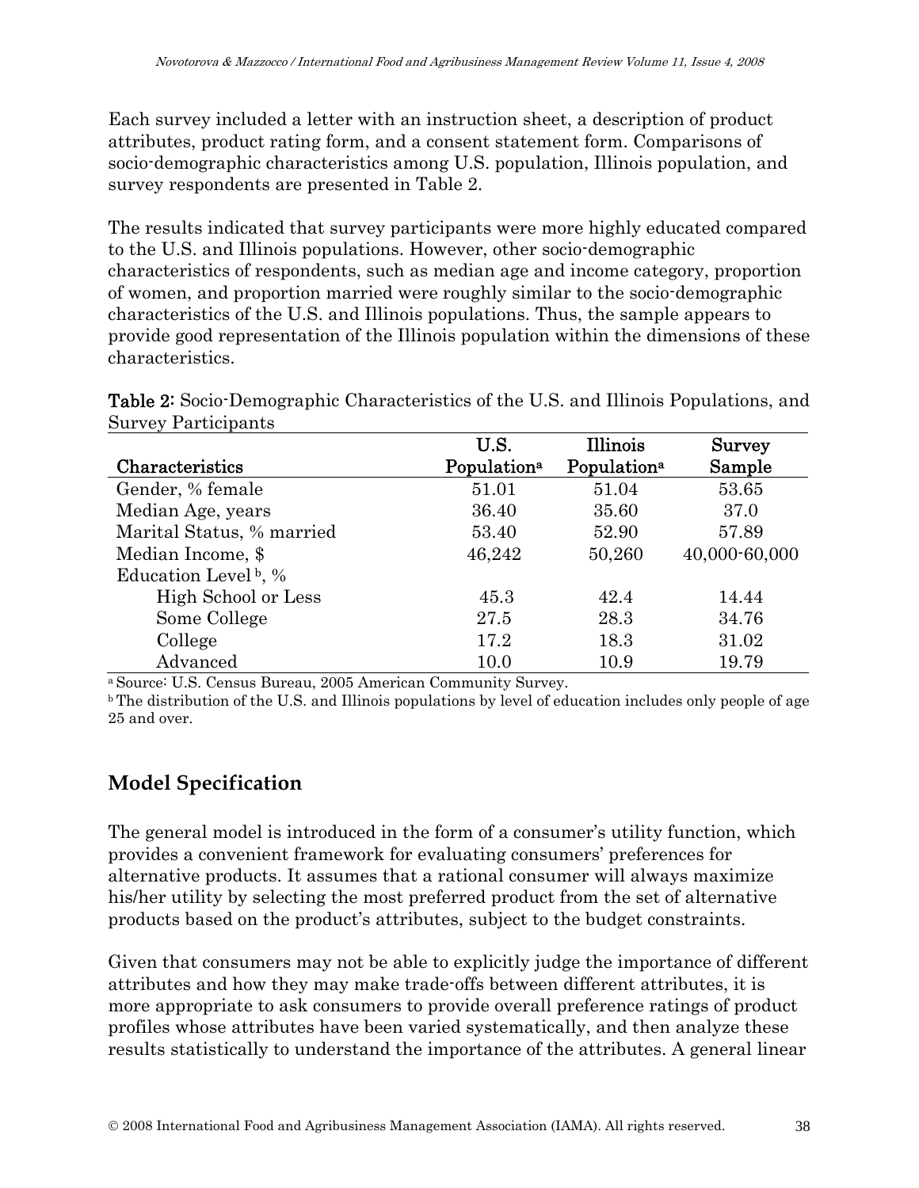Each survey included a letter with an instruction sheet, a description of product attributes, product rating form, and a consent statement form. Comparisons of socio-demographic characteristics among U.S. population, Illinois population, and survey respondents are presented in Table 2.

The results indicated that survey participants were more highly educated compared to the U.S. and Illinois populations. However, other socio-demographic characteristics of respondents, such as median age and income category, proportion of women, and proportion married were roughly similar to the socio-demographic characteristics of the U.S. and Illinois populations. Thus, the sample appears to provide good representation of the Illinois population within the dimensions of these characteristics.

**Table 2:** Socio-Demographic Characteristics of the U.S. and Illinois Populations, and Survey Participants

| Characteristics | U.S. Population[a] | Illinois Population[a] | Survey Sample |
|---|---|---|---|
| Gender, % female | 51.01 | 51.04 | 53.65 |
| Median Age, years | 36.40 | 35.60 | 37.0 |
| Marital Status, % married | 53.40 | 52.90 | 57.89 |
| Median Income, $ | 46,242 | 50,260 | 40,000-60,000 |
| Education Level[b], % | | | |
| High School or Less | 45.3 | 42.4 | 14.44 |
| Some College | 27.5 | 28.3 | 34.76 |
| College | 17.2 | 18.3 | 31.02 |
| Advanced | 10.0 | 10.9 | 19.79 |

[a] Source: U.S. Census Bureau, 2005 American Community Survey.
[b] The distribution of the U.S. and Illinois populations by level of education includes only people of age 25 and over.

## Model Specification

The general model is introduced in the form of a consumer's utility function, which provides a convenient framework for evaluating consumers' preferences for alternative products. It assumes that a rational consumer will always maximize his/her utility by selecting the most preferred product from the set of alternative products based on the product's attributes, subject to the budget constraints.

Given that consumers may not be able to explicitly judge the importance of different attributes and how they may make trade-offs between different attributes, it is more appropriate to ask consumers to provide overall preference ratings of product profiles whose attributes have been varied systematically, and then analyze these results statistically to understand the importance of the attributes. A general linear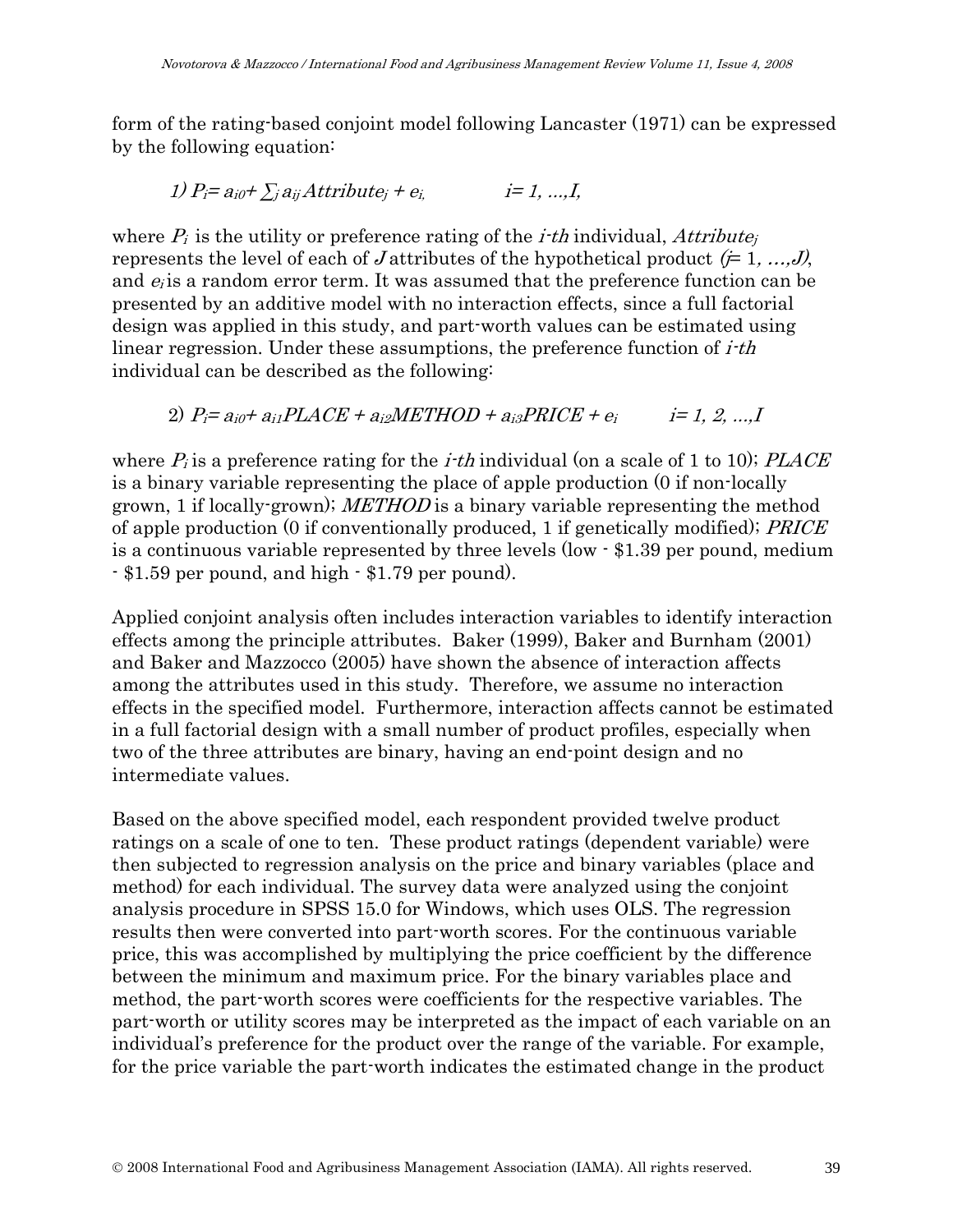form of the rating-based conjoint model following Lancaster (1971) can be expressed by the following equation:

$$1)\ P_i = a_{i0} + \sum_j a_{ij} Attribute_j + e_i, \qquad i = 1, \ldots, I,$$

where $P_i$ is the utility or preference rating of the *i-th* individual, $Attribute_j$ represents the level of each of $J$ attributes of the hypothetical product ($j = 1, \ldots, J$), and $e_i$ is a random error term. It was assumed that the preference function can be presented by an additive model with no interaction effects, since a full factorial design was applied in this study, and part-worth values can be estimated using linear regression. Under these assumptions, the preference function of *i-th* individual can be described as the following:

$$2)\ P_i = a_{i0} + a_{i1}PLACE + a_{i2}METHOD + a_{i3}PRICE + e_i \qquad i = 1, 2, \ldots, I$$

where $P_i$ is a preference rating for the *i-th* individual (on a scale of 1 to 10); *PLACE* is a binary variable representing the place of apple production (0 if non-locally grown, 1 if locally-grown); *METHOD* is a binary variable representing the method of apple production (0 if conventionally produced, 1 if genetically modified); *PRICE* is a continuous variable represented by three levels (low - $1.39 per pound, medium - $1.59 per pound, and high - $1.79 per pound).

Applied conjoint analysis often includes interaction variables to identify interaction effects among the principle attributes. Baker (1999), Baker and Burnham (2001) and Baker and Mazzocco (2005) have shown the absence of interaction affects among the attributes used in this study. Therefore, we assume no interaction effects in the specified model. Furthermore, interaction affects cannot be estimated in a full factorial design with a small number of product profiles, especially when two of the three attributes are binary, having an end-point design and no intermediate values.

Based on the above specified model, each respondent provided twelve product ratings on a scale of one to ten. These product ratings (dependent variable) were then subjected to regression analysis on the price and binary variables (place and method) for each individual. The survey data were analyzed using the conjoint analysis procedure in SPSS 15.0 for Windows, which uses OLS. The regression results then were converted into part-worth scores. For the continuous variable price, this was accomplished by multiplying the price coefficient by the difference between the minimum and maximum price. For the binary variables place and method, the part-worth scores were coefficients for the respective variables. The part-worth or utility scores may be interpreted as the impact of each variable on an individual's preference for the product over the range of the variable. For example, for the price variable the part-worth indicates the estimated change in the product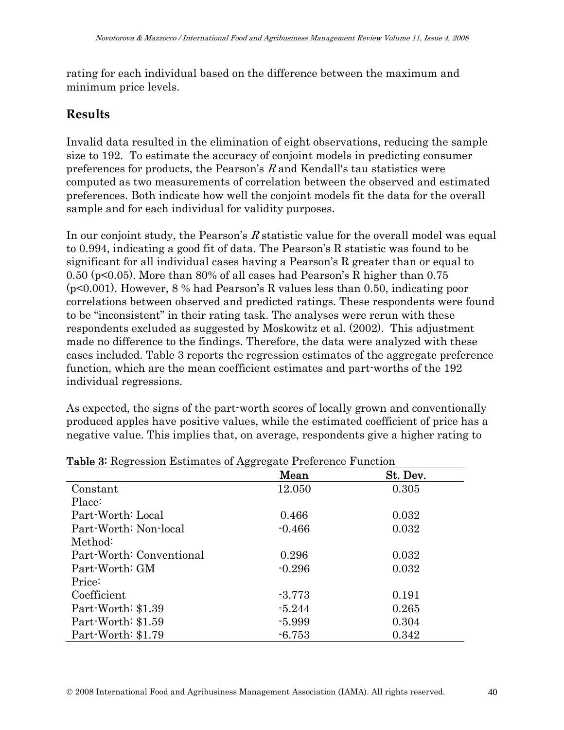rating for each individual based on the difference between the maximum and minimum price levels.

## Results

Invalid data resulted in the elimination of eight observations, reducing the sample size to 192. To estimate the accuracy of conjoint models in predicting consumer preferences for products, the Pearson's *R* and Kendall's tau statistics were computed as two measurements of correlation between the observed and estimated preferences. Both indicate how well the conjoint models fit the data for the overall sample and for each individual for validity purposes.

In our conjoint study, the Pearson's *R* statistic value for the overall model was equal to 0.994, indicating a good fit of data. The Pearson's R statistic was found to be significant for all individual cases having a Pearson's R greater than or equal to 0.50 ($p<0.05$). More than 80% of all cases had Pearson's R higher than 0.75 ($p<0.001$). However, 8 % had Pearson's R values less than 0.50, indicating poor correlations between observed and predicted ratings. These respondents were found to be "inconsistent" in their rating task. The analyses were rerun with these respondents excluded as suggested by Moskowitz et al. (2002). This adjustment made no difference to the findings. Therefore, the data were analyzed with these cases included. Table 3 reports the regression estimates of the aggregate preference function, which are the mean coefficient estimates and part-worths of the 192 individual regressions.

As expected, the signs of the part-worth scores of locally grown and conventionally produced apples have positive values, while the estimated coefficient of price has a negative value. This implies that, on average, respondents give a higher rating to

**Table 3**: Regression Estimates of Aggregate Preference Function

| | Mean | St. Dev. |
|---|---|---|
| Constant | 12.050 | 0.305 |
| Place: | | |
| Part-Worth: Local | 0.466 | 0.032 |
| Part-Worth: Non-local | -0.466 | 0.032 |
| Method: | | |
| Part-Worth: Conventional | 0.296 | 0.032 |
| Part-Worth: GM | -0.296 | 0.032 |
| Price: | | |
| Coefficient | -3.773 | 0.191 |
| Part-Worth: $1.39 | -5.244 | 0.265 |
| Part-Worth: $1.59 | -5.999 | 0.304 |
| Part-Worth: $1.79 | -6.753 | 0.342 |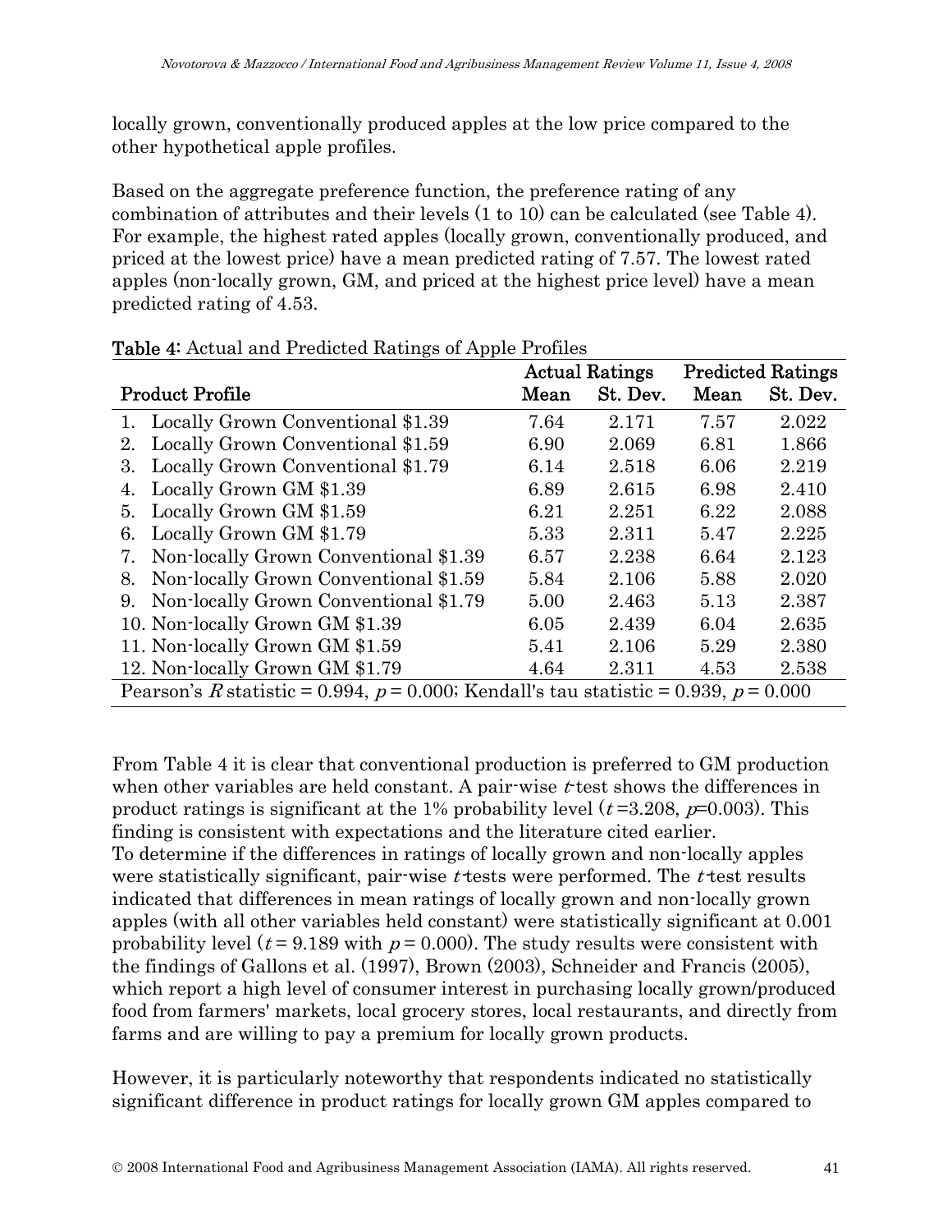locally grown, conventionally produced apples at the low price compared to the other hypothetical apple profiles.

Based on the aggregate preference function, the preference rating of any combination of attributes and their levels (1 to 10) can be calculated (see Table 4). For example, the highest rated apples (locally grown, conventionally produced, and priced at the lowest price) have a mean predicted rating of 7.57. The lowest rated apples (non-locally grown, GM, and priced at the highest price level) have a mean predicted rating of 4.53.

**Table 4:** Actual and Predicted Ratings of Apple Profiles

| Product Profile | Actual Ratings | | Predicted Ratings | |
|---|---|---|---|---|
| | Mean | St. Dev. | Mean | St. Dev. |
| 1. Locally Grown Conventional $1.39 | 7.64 | 2.171 | 7.57 | 2.022 |
| 2. Locally Grown Conventional $1.59 | 6.90 | 2.069 | 6.81 | 1.866 |
| 3. Locally Grown Conventional $1.79 | 6.14 | 2.518 | 6.06 | 2.219 |
| 4. Locally Grown GM $1.39 | 6.89 | 2.615 | 6.98 | 2.410 |
| 5. Locally Grown GM $1.59 | 6.21 | 2.251 | 6.22 | 2.088 |
| 6. Locally Grown GM $1.79 | 5.33 | 2.311 | 5.47 | 2.225 |
| 7. Non-locally Grown Conventional $1.39 | 6.57 | 2.238 | 6.64 | 2.123 |
| 8. Non-locally Grown Conventional $1.59 | 5.84 | 2.106 | 5.88 | 2.020 |
| 9. Non-locally Grown Conventional $1.79 | 5.00 | 2.463 | 5.13 | 2.387 |
| 10. Non-locally Grown GM $1.39 | 6.05 | 2.439 | 6.04 | 2.635 |
| 11. Non-locally Grown GM $1.59 | 5.41 | 2.106 | 5.29 | 2.380 |
| 12. Non-locally Grown GM $1.79 | 4.64 | 2.311 | 4.53 | 2.538 |
| Pearson's $R$ statistic = 0.994, $p = 0.000$; Kendall's tau statistic = 0.939, $p = 0.000$ | | | | |

From Table 4 it is clear that conventional production is preferred to GM production when other variables are held constant. A pair-wise $t$-test shows the differences in product ratings is significant at the 1% probability level ($t = 3.208$, $p = 0.003$). This finding is consistent with expectations and the literature cited earlier.
To determine if the differences in ratings of locally grown and non-locally apples were statistically significant, pair-wise $t$-tests were performed. The $t$-test results indicated that differences in mean ratings of locally grown and non-locally grown apples (with all other variables held constant) were statistically significant at 0.001 probability level ($t = 9.189$ with $p = 0.000$). The study results were consistent with the findings of Gallons et al. (1997), Brown (2003), Schneider and Francis (2005), which report a high level of consumer interest in purchasing locally grown/produced food from farmers' markets, local grocery stores, local restaurants, and directly from farms and are willing to pay a premium for locally grown products.

However, it is particularly noteworthy that respondents indicated no statistically significant difference in product ratings for locally grown GM apples compared to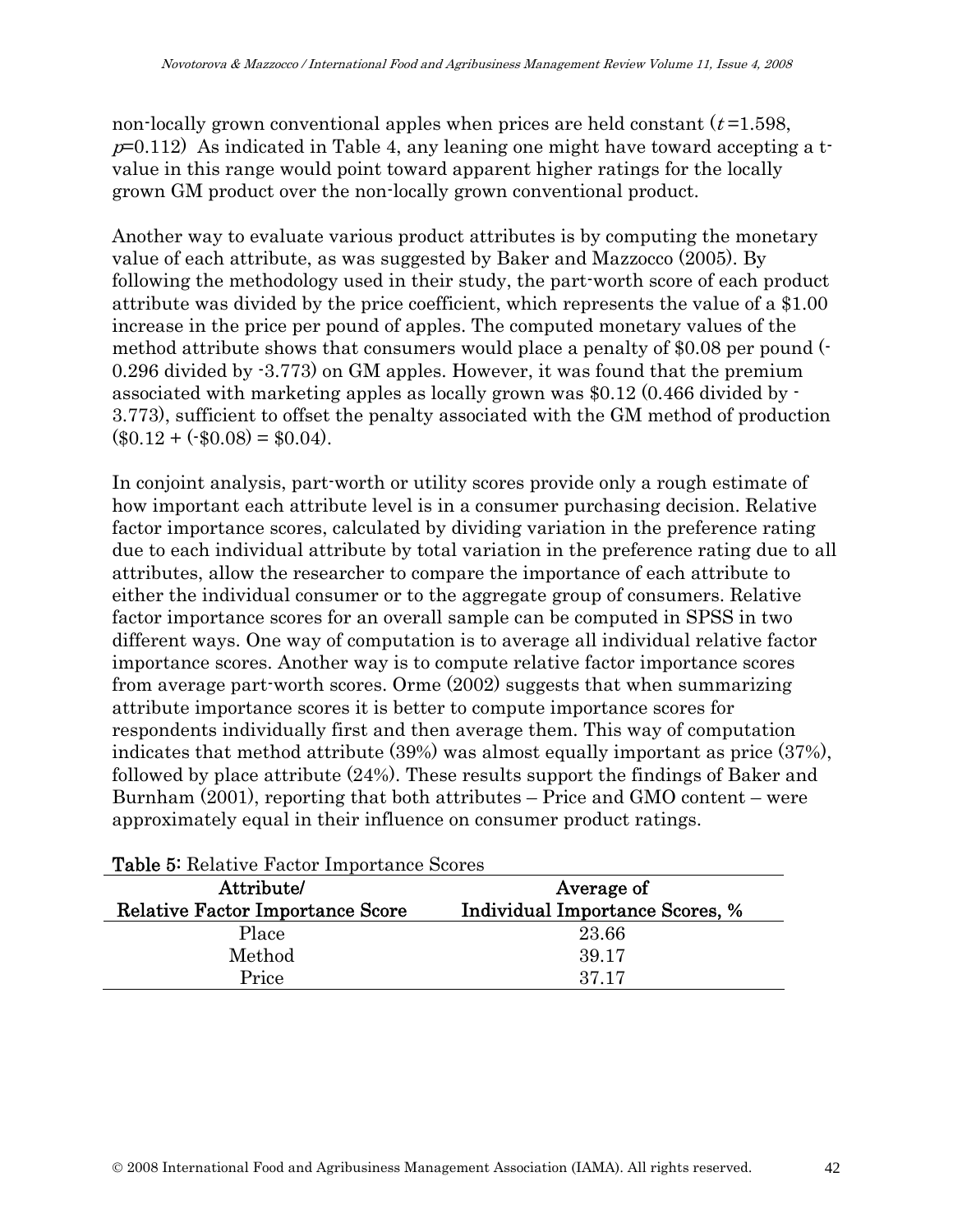non-locally grown conventional apples when prices are held constant ($t$=1.598, $p$=0.112) As indicated in Table 4, any leaning one might have toward accepting a t-value in this range would point toward apparent higher ratings for the locally grown GM product over the non-locally grown conventional product.

Another way to evaluate various product attributes is by computing the monetary value of each attribute, as was suggested by Baker and Mazzocco (2005). By following the methodology used in their study, the part-worth score of each product attribute was divided by the price coefficient, which represents the value of a $1.00 increase in the price per pound of apples. The computed monetary values of the method attribute shows that consumers would place a penalty of $0.08 per pound (-0.296 divided by -3.773) on GM apples. However, it was found that the premium associated with marketing apples as locally grown was $0.12 (0.466 divided by -3.773), sufficient to offset the penalty associated with the GM method of production ($0.12 + (-$0.08) = $0.04).

In conjoint analysis, part-worth or utility scores provide only a rough estimate of how important each attribute level is in a consumer purchasing decision. Relative factor importance scores, calculated by dividing variation in the preference rating due to each individual attribute by total variation in the preference rating due to all attributes, allow the researcher to compare the importance of each attribute to either the individual consumer or to the aggregate group of consumers. Relative factor importance scores for an overall sample can be computed in SPSS in two different ways. One way of computation is to average all individual relative factor importance scores. Another way is to compute relative factor importance scores from average part-worth scores. Orme (2002) suggests that when summarizing attribute importance scores it is better to compute importance scores for respondents individually first and then average them. This way of computation indicates that method attribute (39%) was almost equally important as price (37%), followed by place attribute (24%). These results support the findings of Baker and Burnham (2001), reporting that both attributes – Price and GMO content – were approximately equal in their influence on consumer product ratings.

**Table 5:** Relative Factor Importance Scores

| Attribute/ Relative Factor Importance Score | Average of Individual Importance Scores, % |
|---|---|
| Place | 23.66 |
| Method | 39.17 |
| Price | 37.17 |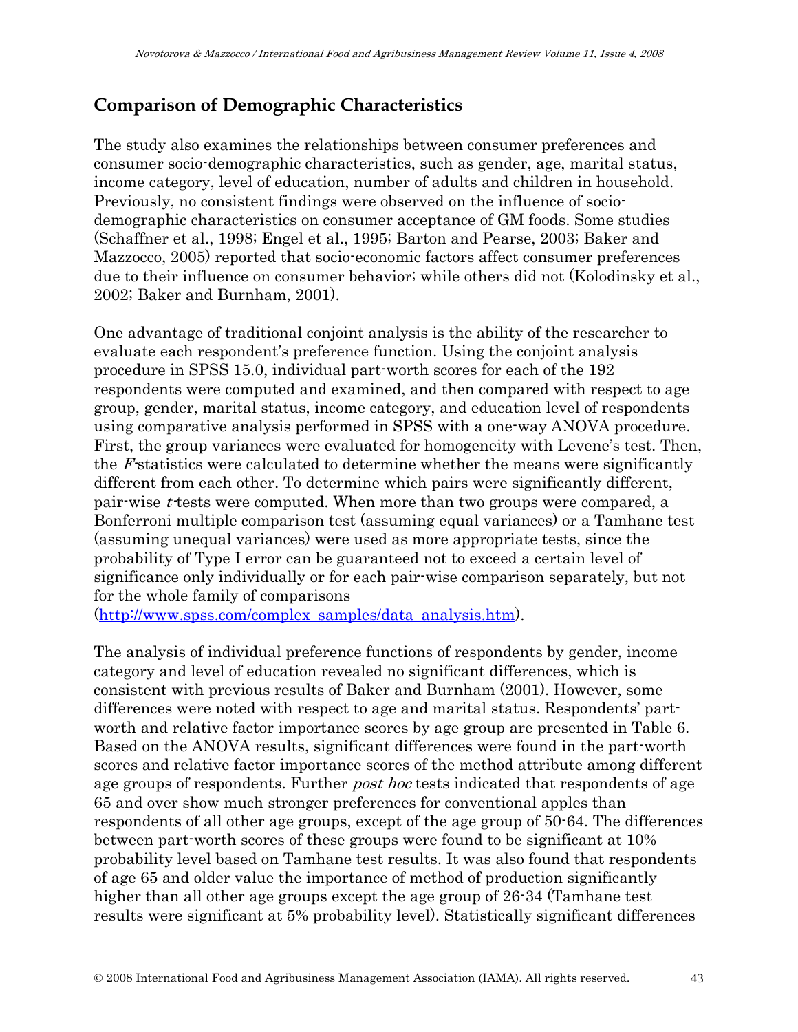## Comparison of Demographic Characteristics

The study also examines the relationships between consumer preferences and consumer socio-demographic characteristics, such as gender, age, marital status, income category, level of education, number of adults and children in household. Previously, no consistent findings were observed on the influence of socio-demographic characteristics on consumer acceptance of GM foods. Some studies (Schaffner et al., 1998; Engel et al., 1995; Barton and Pearse, 2003; Baker and Mazzocco, 2005) reported that socio-economic factors affect consumer preferences due to their influence on consumer behavior; while others did not (Kolodinsky et al., 2002; Baker and Burnham, 2001).

One advantage of traditional conjoint analysis is the ability of the researcher to evaluate each respondent's preference function. Using the conjoint analysis procedure in SPSS 15.0, individual part-worth scores for each of the 192 respondents were computed and examined, and then compared with respect to age group, gender, marital status, income category, and education level of respondents using comparative analysis performed in SPSS with a one-way ANOVA procedure. First, the group variances were evaluated for homogeneity with Levene's test. Then, the *F*-statistics were calculated to determine whether the means were significantly different from each other. To determine which pairs were significantly different, pair-wise *t*-tests were computed. When more than two groups were compared, a Bonferroni multiple comparison test (assuming equal variances) or a Tamhane test (assuming unequal variances) were used as more appropriate tests, since the probability of Type I error can be guaranteed not to exceed a certain level of significance only individually or for each pair-wise comparison separately, but not for the whole family of comparisons (http://www.spss.com/complex_samples/data_analysis.htm).

The analysis of individual preference functions of respondents by gender, income category and level of education revealed no significant differences, which is consistent with previous results of Baker and Burnham (2001). However, some differences were noted with respect to age and marital status. Respondents' part-worth and relative factor importance scores by age group are presented in Table 6. Based on the ANOVA results, significant differences were found in the part-worth scores and relative factor importance scores of the method attribute among different age groups of respondents. Further *post hoc* tests indicated that respondents of age 65 and over show much stronger preferences for conventional apples than respondents of all other age groups, except of the age group of 50-64. The differences between part-worth scores of these groups were found to be significant at 10% probability level based on Tamhane test results. It was also found that respondents of age 65 and older value the importance of method of production significantly higher than all other age groups except the age group of 26-34 (Tamhane test results were significant at 5% probability level). Statistically significant differences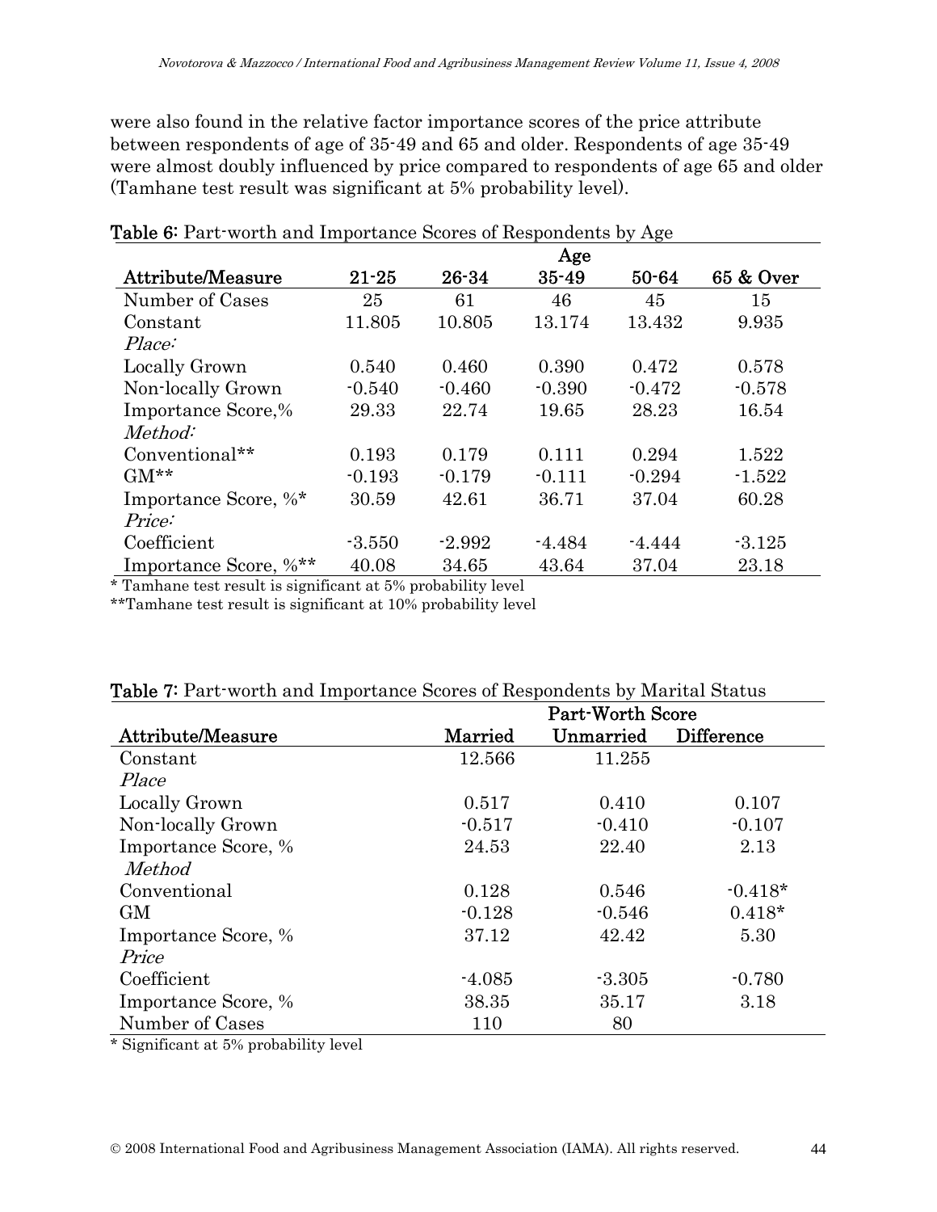were also found in the relative factor importance scores of the price attribute between respondents of age of 35-49 and 65 and older. Respondents of age 35-49 were almost doubly influenced by price compared to respondents of age 65 and older (Tamhane test result was significant at 5% probability level).

**Table 6:** Part-worth and Importance Scores of Respondents by Age

| | Age | | | | |
|---|---|---|---|---|---|
| **Attribute/Measure** | **21-25** | **26-34** | **35-49** | **50-64** | **65 & Over** |
| Number of Cases | 25 | 61 | 46 | 45 | 15 |
| Constant | 11.805 | 10.805 | 13.174 | 13.432 | 9.935 |
| *Place:* | | | | | |
| Locally Grown | 0.540 | 0.460 | 0.390 | 0.472 | 0.578 |
| Non-locally Grown | -0.540 | -0.460 | -0.390 | -0.472 | -0.578 |
| Importance Score,% | 29.33 | 22.74 | 19.65 | 28.23 | 16.54 |
| *Method:* | | | | | |
| Conventional** | 0.193 | 0.179 | 0.111 | 0.294 | 1.522 |
| GM** | -0.193 | -0.179 | -0.111 | -0.294 | -1.522 |
| Importance Score, %* | 30.59 | 42.61 | 36.71 | 37.04 | 60.28 |
| *Price:* | | | | | |
| Coefficient | -3.550 | -2.992 | -4.484 | -4.444 | -3.125 |
| Importance Score, %** | 40.08 | 34.65 | 43.64 | 37.04 | 23.18 |

\* Tamhane test result is significant at 5% probability level

**Tamhane test result is significant at 10% probability level

**Table 7:** Part-worth and Importance Scores of Respondents by Marital Status

| | Part-Worth Score | | |
|---|---|---|---|
| **Attribute/Measure** | **Married** | **Unmarried** | **Difference** |
| Constant | 12.566 | 11.255 | |
| *Place* | | | |
| Locally Grown | 0.517 | 0.410 | 0.107 |
| Non-locally Grown | -0.517 | -0.410 | -0.107 |
| Importance Score, % | 24.53 | 22.40 | 2.13 |
| *Method* | | | |
| Conventional | 0.128 | 0.546 | -0.418* |
| GM | -0.128 | -0.546 | 0.418* |
| Importance Score, % | 37.12 | 42.42 | 5.30 |
| *Price* | | | |
| Coefficient | -4.085 | -3.305 | -0.780 |
| Importance Score, % | 38.35 | 35.17 | 3.18 |
| Number of Cases | 110 | 80 | |

\* Significant at 5% probability level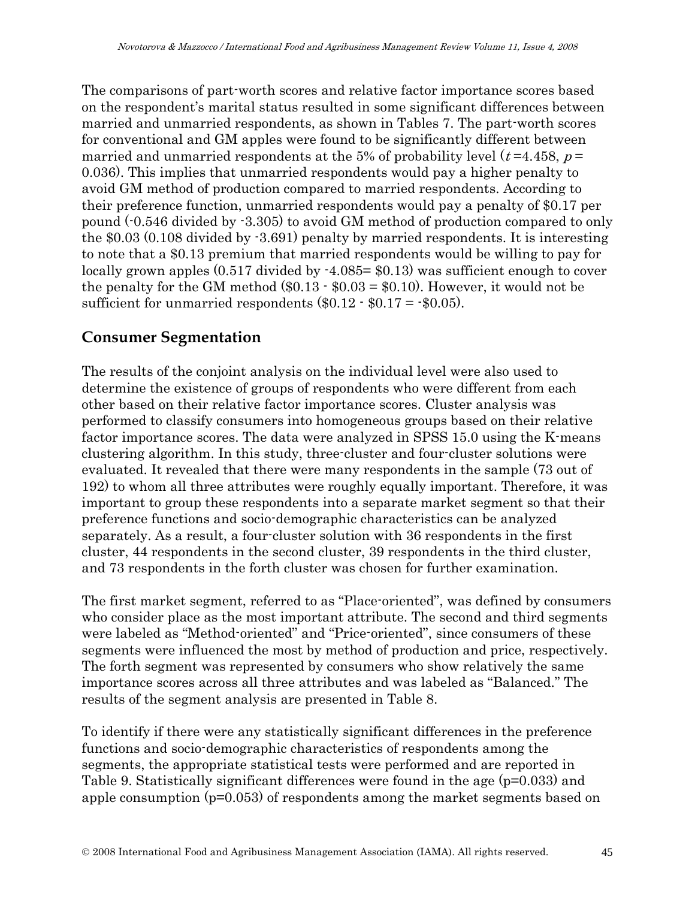The comparisons of part-worth scores and relative factor importance scores based on the respondent's marital status resulted in some significant differences between married and unmarried respondents, as shown in Tables 7. The part-worth scores for conventional and GM apples were found to be significantly different between married and unmarried respondents at the 5% of probability level ($t$ =4.458, $p$ = 0.036). This implies that unmarried respondents would pay a higher penalty to avoid GM method of production compared to married respondents. According to their preference function, unmarried respondents would pay a penalty of \$0.17 per pound (-0.546 divided by -3.305) to avoid GM method of production compared to only the \$0.03 (0.108 divided by -3.691) penalty by married respondents. It is interesting to note that a \$0.13 premium that married respondents would be willing to pay for locally grown apples (0.517 divided by -4.085= \$0.13) was sufficient enough to cover the penalty for the GM method (\$0.13 - \$0.03 = \$0.10). However, it would not be sufficient for unmarried respondents (\$0.12 - \$0.17 = -\$0.05).

## Consumer Segmentation

The results of the conjoint analysis on the individual level were also used to determine the existence of groups of respondents who were different from each other based on their relative factor importance scores. Cluster analysis was performed to classify consumers into homogeneous groups based on their relative factor importance scores. The data were analyzed in SPSS 15.0 using the K-means clustering algorithm. In this study, three-cluster and four-cluster solutions were evaluated. It revealed that there were many respondents in the sample (73 out of 192) to whom all three attributes were roughly equally important. Therefore, it was important to group these respondents into a separate market segment so that their preference functions and socio-demographic characteristics can be analyzed separately. As a result, a four-cluster solution with 36 respondents in the first cluster, 44 respondents in the second cluster, 39 respondents in the third cluster, and 73 respondents in the forth cluster was chosen for further examination.

The first market segment, referred to as "Place-oriented", was defined by consumers who consider place as the most important attribute. The second and third segments were labeled as "Method-oriented" and "Price-oriented", since consumers of these segments were influenced the most by method of production and price, respectively. The forth segment was represented by consumers who show relatively the same importance scores across all three attributes and was labeled as "Balanced." The results of the segment analysis are presented in Table 8.

To identify if there were any statistically significant differences in the preference functions and socio-demographic characteristics of respondents among the segments, the appropriate statistical tests were performed and are reported in Table 9. Statistically significant differences were found in the age (p=0.033) and apple consumption (p=0.053) of respondents among the market segments based on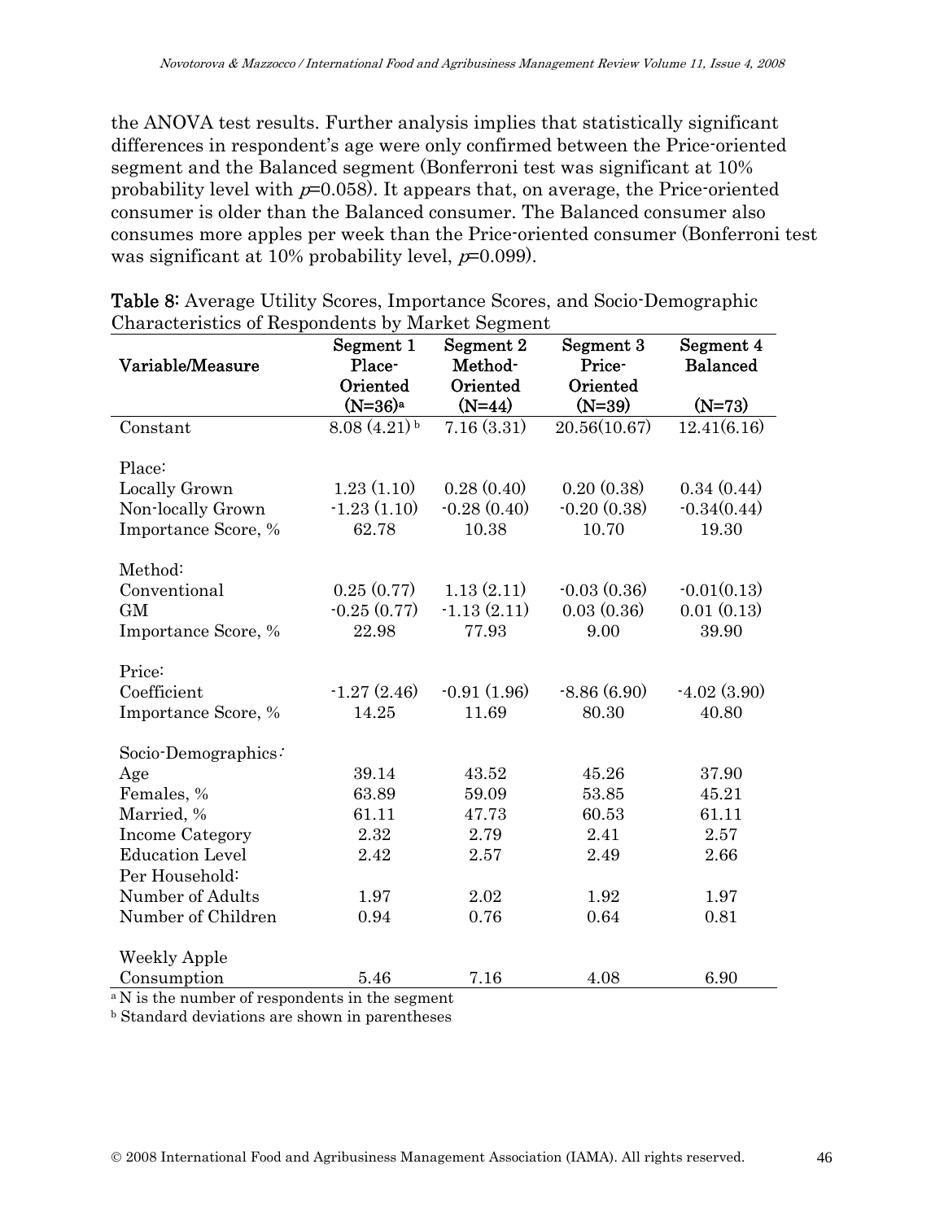the ANOVA test results. Further analysis implies that statistically significant differences in respondent's age were only confirmed between the Price-oriented segment and the Balanced segment (Bonferroni test was significant at 10% probability level with $p$=0.058). It appears that, on average, the Price-oriented consumer is older than the Balanced consumer. The Balanced consumer also consumes more apples per week than the Price-oriented consumer (Bonferroni test was significant at 10% probability level, $p$=0.099).

**Table 8:** Average Utility Scores, Importance Scores, and Socio-Demographic Characteristics of Respondents by Market Segment

| Variable/Measure | Segment 1 Place-Oriented (N=36)[a] | Segment 2 Method-Oriented (N=44) | Segment 3 Price-Oriented (N=39) | Segment 4 Balanced (N=73) |
|---|---|---|---|---|
| Constant | 8.08 (4.21)[b] | 7.16 (3.31) | 20.56(10.67) | 12.41(6.16) |
| Place: | | | | |
| Locally Grown | 1.23 (1.10) | 0.28 (0.40) | 0.20 (0.38) | 0.34 (0.44) |
| Non-locally Grown | -1.23 (1.10) | -0.28 (0.40) | -0.20 (0.38) | -0.34(0.44) |
| Importance Score, % | 62.78 | 10.38 | 10.70 | 19.30 |
| Method: | | | | |
| Conventional | 0.25 (0.77) | 1.13 (2.11) | -0.03 (0.36) | -0.01(0.13) |
| GM | -0.25 (0.77) | -1.13 (2.11) | 0.03 (0.36) | 0.01 (0.13) |
| Importance Score, % | 22.98 | 77.93 | 9.00 | 39.90 |
| Price: | | | | |
| Coefficient | -1.27 (2.46) | -0.91 (1.96) | -8.86 (6.90) | -4.02 (3.90) |
| Importance Score, % | 14.25 | 11.69 | 80.30 | 40.80 |
| Socio-Demographics: | | | | |
| Age | 39.14 | 43.52 | 45.26 | 37.90 |
| Females, % | 63.89 | 59.09 | 53.85 | 45.21 |
| Married, % | 61.11 | 47.73 | 60.53 | 61.11 |
| Income Category | 2.32 | 2.79 | 2.41 | 2.57 |
| Education Level | 2.42 | 2.57 | 2.49 | 2.66 |
| Per Household: | | | | |
| Number of Adults | 1.97 | 2.02 | 1.92 | 1.97 |
| Number of Children | 0.94 | 0.76 | 0.64 | 0.81 |
| Weekly Apple Consumption | 5.46 | 7.16 | 4.08 | 6.90 |

[a] N is the number of respondents in the segment

[b] Standard deviations are shown in parentheses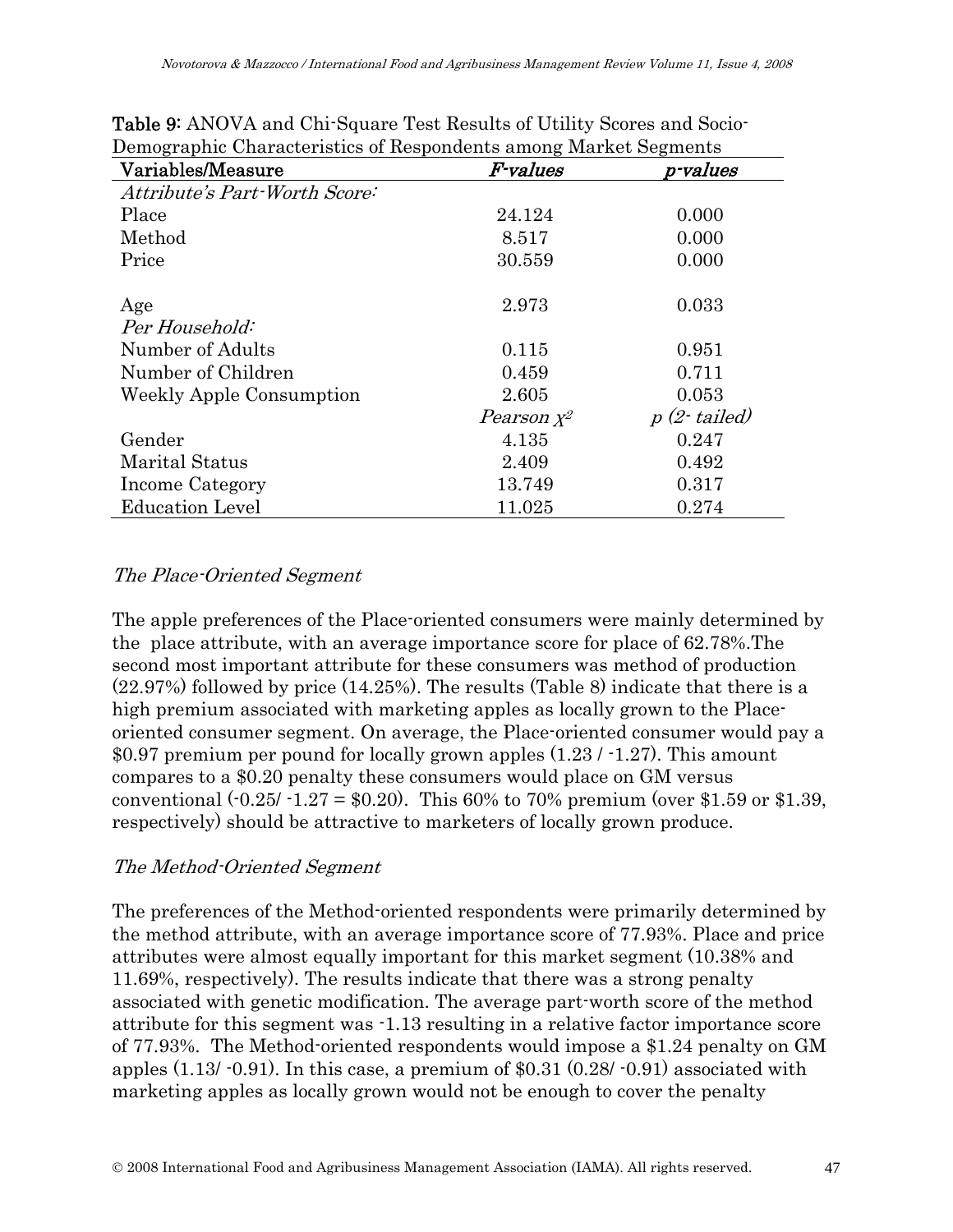**Table 9**: ANOVA and Chi-Square Test Results of Utility Scores and Socio-Demographic Characteristics of Respondents among Market Segments

| Variables/Measure | *F-values* | *p-values* |
|---|---|---|
| *Attribute's Part-Worth Score:* | | |
| Place | 24.124 | 0.000 |
| Method | 8.517 | 0.000 |
| Price | 30.559 | 0.000 |
| | | |
| Age | 2.973 | 0.033 |
| *Per Household:* | | |
| Number of Adults | 0.115 | 0.951 |
| Number of Children | 0.459 | 0.711 |
| Weekly Apple Consumption | 2.605 | 0.053 |
| | *Pearson* $\chi^2$ | *p (2- tailed)* |
| Gender | 4.135 | 0.247 |
| Marital Status | 2.409 | 0.492 |
| Income Category | 13.749 | 0.317 |
| Education Level | 11.025 | 0.274 |

*The Place-Oriented Segment*

The apple preferences of the Place-oriented consumers were mainly determined by the place attribute, with an average importance score for place of 62.78%.The second most important attribute for these consumers was method of production (22.97%) followed by price (14.25%). The results (Table 8) indicate that there is a high premium associated with marketing apples as locally grown to the Place-oriented consumer segment. On average, the Place-oriented consumer would pay a \$0.97 premium per pound for locally grown apples (1.23 / -1.27). This amount compares to a \$0.20 penalty these consumers would place on GM versus conventional (-0.25/ -1.27 = \$0.20). This 60% to 70% premium (over \$1.59 or \$1.39, respectively) should be attractive to marketers of locally grown produce.

*The Method-Oriented Segment*

The preferences of the Method-oriented respondents were primarily determined by the method attribute, with an average importance score of 77.93%. Place and price attributes were almost equally important for this market segment (10.38% and 11.69%, respectively). The results indicate that there was a strong penalty associated with genetic modification. The average part-worth score of the method attribute for this segment was -1.13 resulting in a relative factor importance score of 77.93%. The Method-oriented respondents would impose a \$1.24 penalty on GM apples (1.13/ -0.91). In this case, a premium of \$0.31 (0.28/ -0.91) associated with marketing apples as locally grown would not be enough to cover the penalty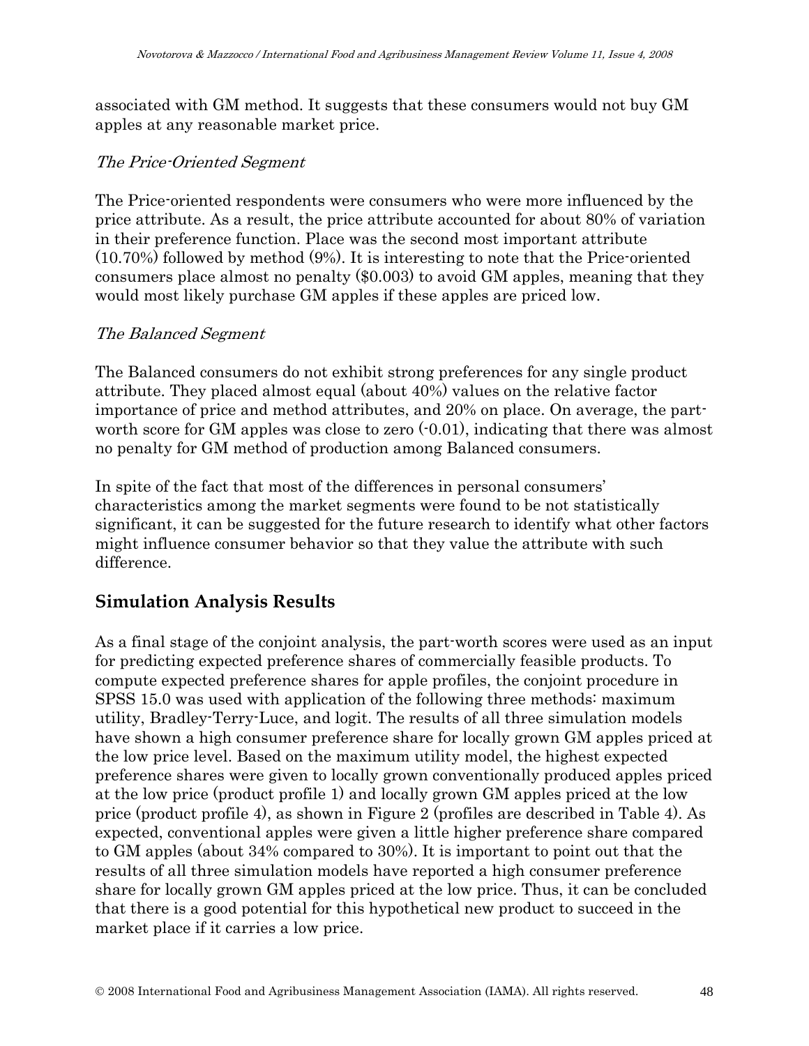associated with GM method. It suggests that these consumers would not buy GM apples at any reasonable market price.

*The Price-Oriented Segment*

The Price-oriented respondents were consumers who were more influenced by the price attribute. As a result, the price attribute accounted for about 80% of variation in their preference function. Place was the second most important attribute (10.70%) followed by method (9%). It is interesting to note that the Price-oriented consumers place almost no penalty ($0.003) to avoid GM apples, meaning that they would most likely purchase GM apples if these apples are priced low.

*The Balanced Segment*

The Balanced consumers do not exhibit strong preferences for any single product attribute. They placed almost equal (about 40%) values on the relative factor importance of price and method attributes, and 20% on place. On average, the part-worth score for GM apples was close to zero (-0.01), indicating that there was almost no penalty for GM method of production among Balanced consumers.

In spite of the fact that most of the differences in personal consumers' characteristics among the market segments were found to be not statistically significant, it can be suggested for the future research to identify what other factors might influence consumer behavior so that they value the attribute with such difference.

## Simulation Analysis Results

As a final stage of the conjoint analysis, the part-worth scores were used as an input for predicting expected preference shares of commercially feasible products. To compute expected preference shares for apple profiles, the conjoint procedure in SPSS 15.0 was used with application of the following three methods: maximum utility, Bradley-Terry-Luce, and logit. The results of all three simulation models have shown a high consumer preference share for locally grown GM apples priced at the low price level. Based on the maximum utility model, the highest expected preference shares were given to locally grown conventionally produced apples priced at the low price (product profile 1) and locally grown GM apples priced at the low price (product profile 4), as shown in Figure 2 (profiles are described in Table 4). As expected, conventional apples were given a little higher preference share compared to GM apples (about 34% compared to 30%). It is important to point out that the results of all three simulation models have reported a high consumer preference share for locally grown GM apples priced at the low price. Thus, it can be concluded that there is a good potential for this hypothetical new product to succeed in the market place if it carries a low price.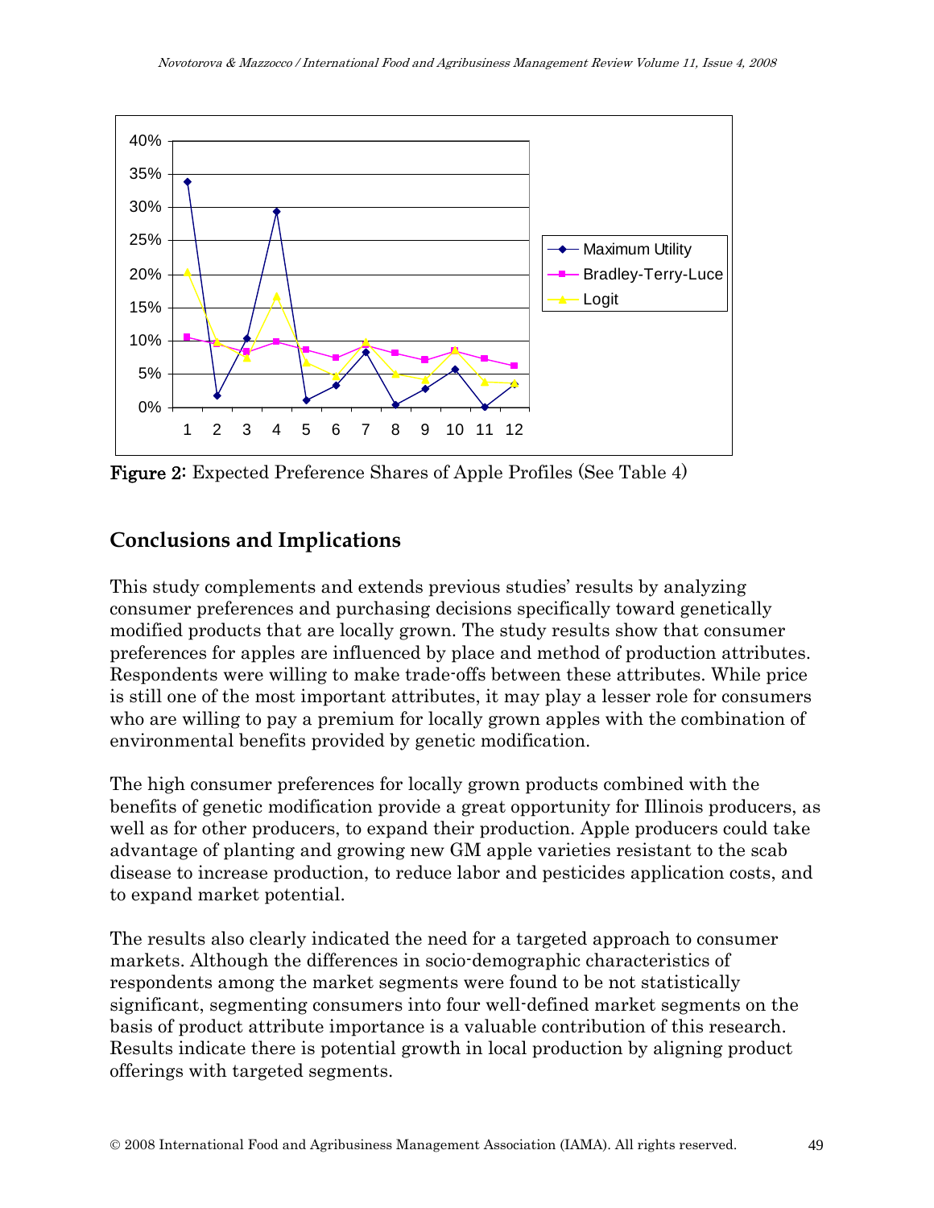Figure 2: Expected Preference Shares of Apple Profiles (See Table 4)

## Conclusions and Implications

This study complements and extends previous studies' results by analyzing consumer preferences and purchasing decisions specifically toward genetically modified products that are locally grown. The study results show that consumer preferences for apples are influenced by place and method of production attributes. Respondents were willing to make trade-offs between these attributes. While price is still one of the most important attributes, it may play a lesser role for consumers who are willing to pay a premium for locally grown apples with the combination of environmental benefits provided by genetic modification.

The high consumer preferences for locally grown products combined with the benefits of genetic modification provide a great opportunity for Illinois producers, as well as for other producers, to expand their production. Apple producers could take advantage of planting and growing new GM apple varieties resistant to the scab disease to increase production, to reduce labor and pesticides application costs, and to expand market potential.

The results also clearly indicated the need for a targeted approach to consumer markets. Although the differences in socio-demographic characteristics of respondents among the market segments were found to be not statistically significant, segmenting consumers into four well-defined market segments on the basis of product attribute importance is a valuable contribution of this research. Results indicate there is potential growth in local production by aligning product offerings with targeted segments.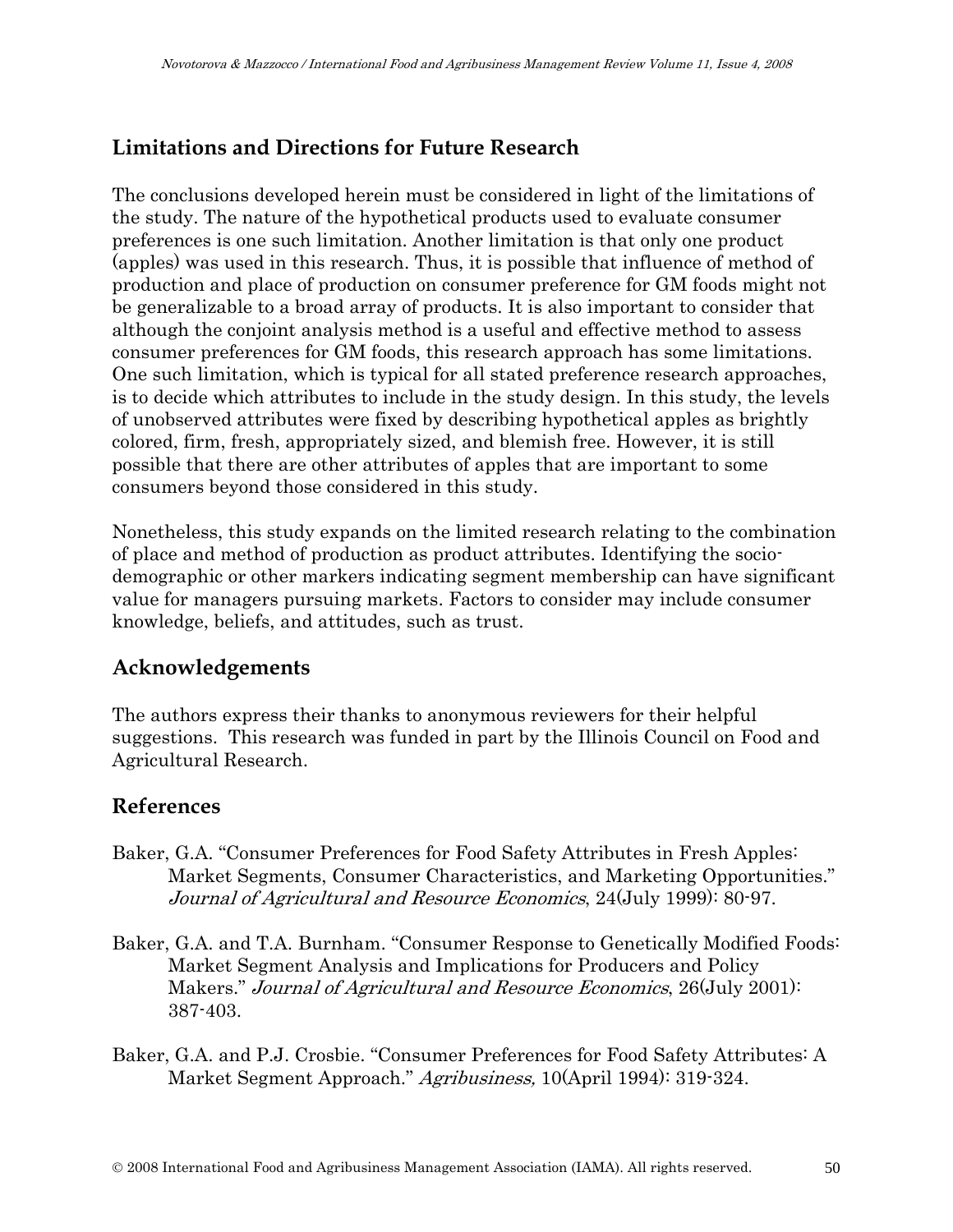## Limitations and Directions for Future Research

The conclusions developed herein must be considered in light of the limitations of the study. The nature of the hypothetical products used to evaluate consumer preferences is one such limitation. Another limitation is that only one product (apples) was used in this research. Thus, it is possible that influence of method of production and place of production on consumer preference for GM foods might not be generalizable to a broad array of products. It is also important to consider that although the conjoint analysis method is a useful and effective method to assess consumer preferences for GM foods, this research approach has some limitations. One such limitation, which is typical for all stated preference research approaches, is to decide which attributes to include in the study design. In this study, the levels of unobserved attributes were fixed by describing hypothetical apples as brightly colored, firm, fresh, appropriately sized, and blemish free. However, it is still possible that there are other attributes of apples that are important to some consumers beyond those considered in this study.

Nonetheless, this study expands on the limited research relating to the combination of place and method of production as product attributes. Identifying the socio-demographic or other markers indicating segment membership can have significant value for managers pursuing markets. Factors to consider may include consumer knowledge, beliefs, and attitudes, such as trust.

## Acknowledgements

The authors express their thanks to anonymous reviewers for their helpful suggestions. This research was funded in part by the Illinois Council on Food and Agricultural Research.

## References

Baker, G.A. "Consumer Preferences for Food Safety Attributes in Fresh Apples: Market Segments, Consumer Characteristics, and Marketing Opportunities." *Journal of Agricultural and Resource Economics*, 24(July 1999): 80-97.

Baker, G.A. and T.A. Burnham. "Consumer Response to Genetically Modified Foods: Market Segment Analysis and Implications for Producers and Policy Makers." *Journal of Agricultural and Resource Economics*, 26(July 2001): 387-403.

Baker, G.A. and P.J. Crosbie. "Consumer Preferences for Food Safety Attributes: A Market Segment Approach." *Agribusiness,* 10(April 1994): 319-324.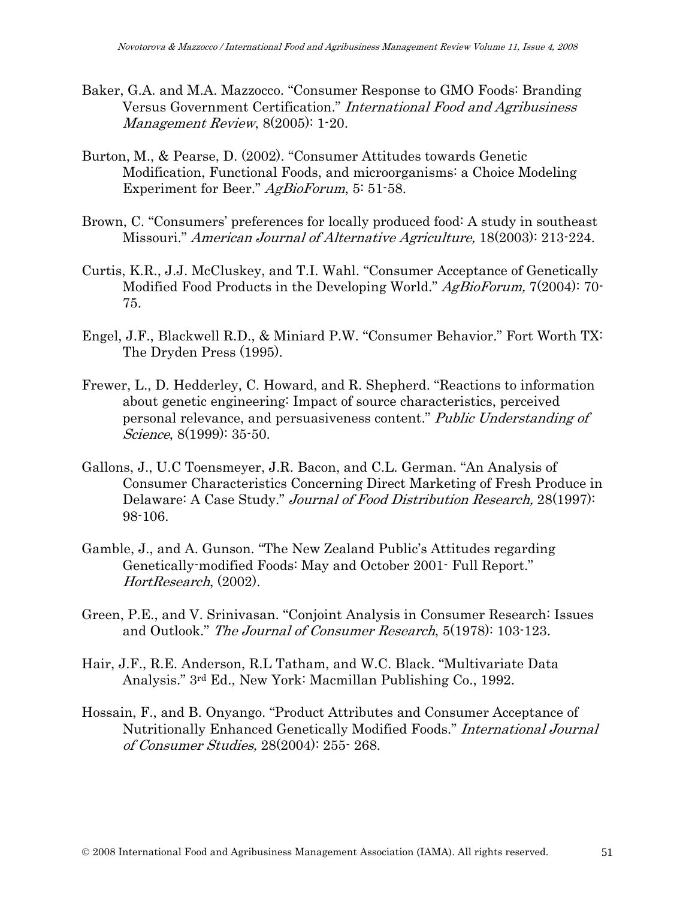Baker, G.A. and M.A. Mazzocco. "Consumer Response to GMO Foods: Branding Versus Government Certification." *International Food and Agribusiness Management Review*, 8(2005): 1-20.

Burton, M., & Pearse, D. (2002). "Consumer Attitudes towards Genetic Modification, Functional Foods, and microorganisms: a Choice Modeling Experiment for Beer." *AgBioForum*, 5: 51-58.

Brown, C. "Consumers' preferences for locally produced food: A study in southeast Missouri." *American Journal of Alternative Agriculture,* 18(2003): 213-224.

Curtis, K.R., J.J. McCluskey, and T.I. Wahl. "Consumer Acceptance of Genetically Modified Food Products in the Developing World." *AgBioForum,* 7(2004): 70-75.

Engel, J.F., Blackwell R.D., & Miniard P.W. "Consumer Behavior." Fort Worth TX: The Dryden Press (1995).

Frewer, L., D. Hedderley, C. Howard, and R. Shepherd. "Reactions to information about genetic engineering: Impact of source characteristics, perceived personal relevance, and persuasiveness content." *Public Understanding of Science*, 8(1999): 35-50.

Gallons, J., U.C Toensmeyer, J.R. Bacon, and C.L. German. "An Analysis of Consumer Characteristics Concerning Direct Marketing of Fresh Produce in Delaware: A Case Study." *Journal of Food Distribution Research,* 28(1997): 98-106.

Gamble, J., and A. Gunson. "The New Zealand Public's Attitudes regarding Genetically-modified Foods: May and October 2001- Full Report." *HortResearch*, (2002).

Green, P.E., and V. Srinivasan. "Conjoint Analysis in Consumer Research: Issues and Outlook." *The Journal of Consumer Research*, 5(1978): 103-123.

Hair, J.F., R.E. Anderson, R.L Tatham, and W.C. Black. "Multivariate Data Analysis." 3rd Ed., New York: Macmillan Publishing Co., 1992.

Hossain, F., and B. Onyango. "Product Attributes and Consumer Acceptance of Nutritionally Enhanced Genetically Modified Foods." *International Journal of Consumer Studies,* 28(2004): 255- 268.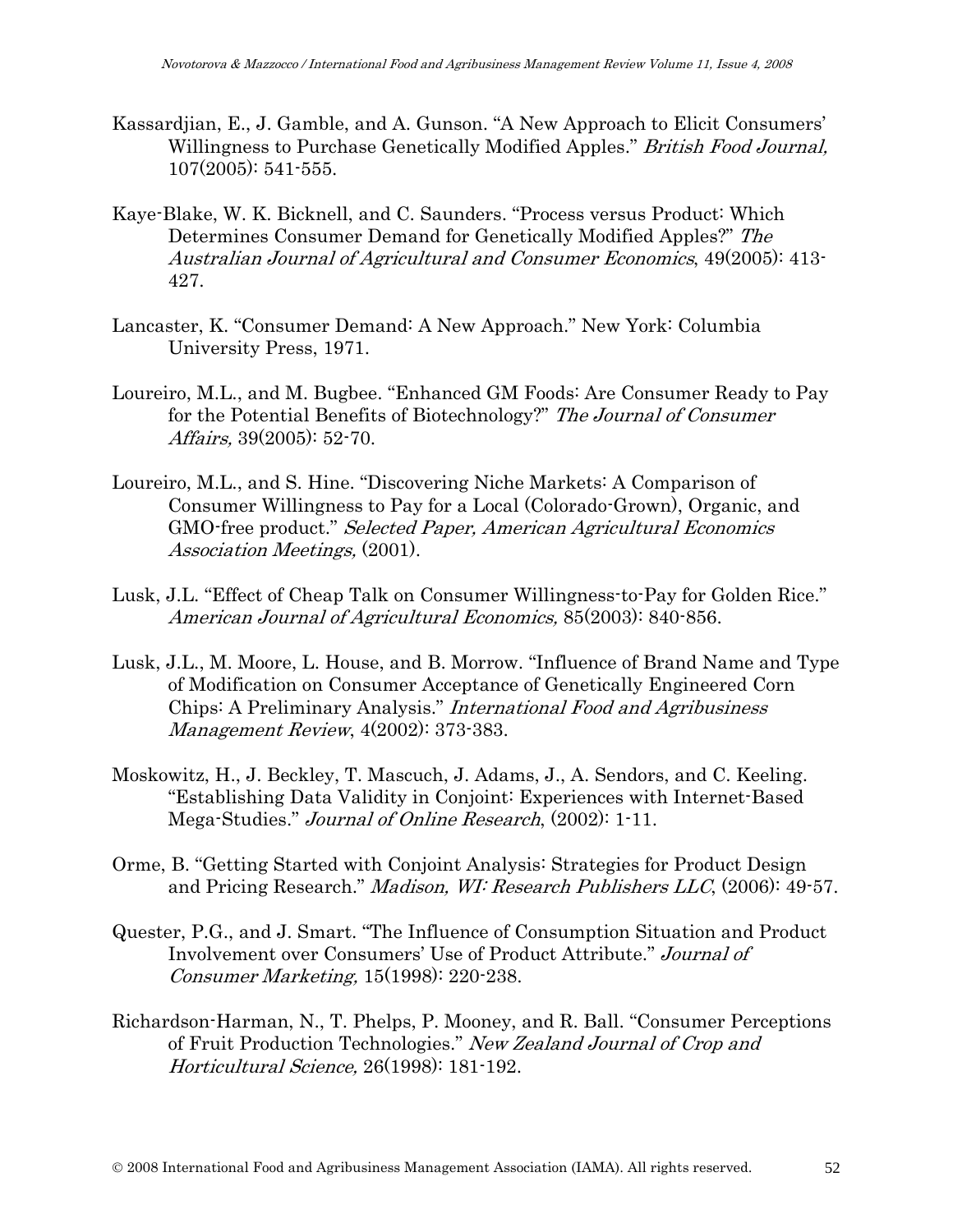Kassardjian, E., J. Gamble, and A. Gunson. "A New Approach to Elicit Consumers' Willingness to Purchase Genetically Modified Apples." *British Food Journal,* 107(2005): 541-555.

Kaye-Blake, W. K. Bicknell, and C. Saunders. "Process versus Product: Which Determines Consumer Demand for Genetically Modified Apples?" *The Australian Journal of Agricultural and Consumer Economics*, 49(2005): 413-427.

Lancaster, K. "Consumer Demand: A New Approach." New York: Columbia University Press, 1971.

Loureiro, M.L., and M. Bugbee. "Enhanced GM Foods: Are Consumer Ready to Pay for the Potential Benefits of Biotechnology?" *The Journal of Consumer Affairs,* 39(2005): 52-70.

Loureiro, M.L., and S. Hine. "Discovering Niche Markets: A Comparison of Consumer Willingness to Pay for a Local (Colorado-Grown), Organic, and GMO-free product." *Selected Paper, American Agricultural Economics Association Meetings,* (2001).

Lusk, J.L. "Effect of Cheap Talk on Consumer Willingness-to-Pay for Golden Rice." *American Journal of Agricultural Economics,* 85(2003): 840-856.

Lusk, J.L., M. Moore, L. House, and B. Morrow. "Influence of Brand Name and Type of Modification on Consumer Acceptance of Genetically Engineered Corn Chips: A Preliminary Analysis." *International Food and Agribusiness Management Review*, 4(2002): 373-383.

Moskowitz, H., J. Beckley, T. Mascuch, J. Adams, J., A. Sendors, and C. Keeling. "Establishing Data Validity in Conjoint: Experiences with Internet-Based Mega-Studies." *Journal of Online Research*, (2002): 1-11.

Orme, B. "Getting Started with Conjoint Analysis: Strategies for Product Design and Pricing Research." *Madison, WI: Research Publishers LLC*, (2006): 49-57.

Quester, P.G., and J. Smart. "The Influence of Consumption Situation and Product Involvement over Consumers' Use of Product Attribute." *Journal of Consumer Marketing,* 15(1998): 220-238.

Richardson-Harman, N., T. Phelps, P. Mooney, and R. Ball. "Consumer Perceptions of Fruit Production Technologies." *New Zealand Journal of Crop and Horticultural Science,* 26(1998): 181-192.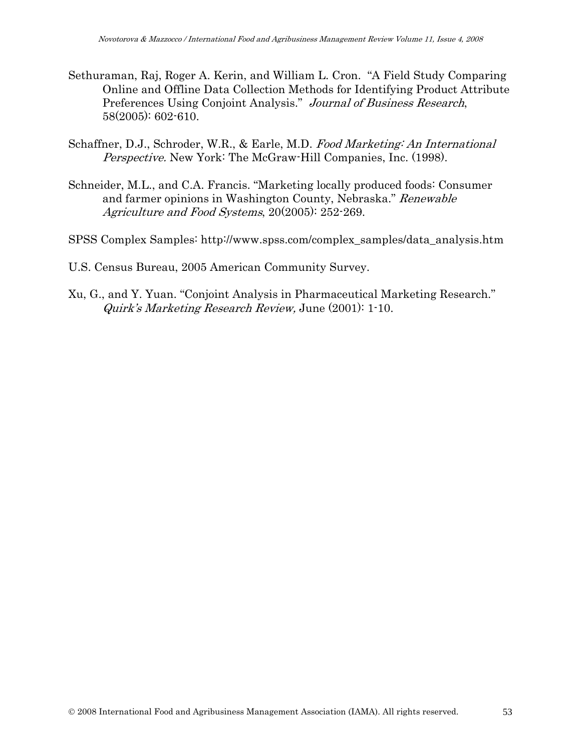Sethuraman, Raj, Roger A. Kerin, and William L. Cron. "A Field Study Comparing Online and Offline Data Collection Methods for Identifying Product Attribute Preferences Using Conjoint Analysis." *Journal of Business Research*, 58(2005): 602-610.

Schaffner, D.J., Schroder, W.R., & Earle, M.D. *Food Marketing: An International Perspective.* New York: The McGraw-Hill Companies, Inc. (1998).

Schneider, M.L., and C.A. Francis. "Marketing locally produced foods: Consumer and farmer opinions in Washington County, Nebraska." *Renewable Agriculture and Food Systems*, 20(2005): 252-269.

SPSS Complex Samples: http://www.spss.com/complex_samples/data_analysis.htm

U.S. Census Bureau, 2005 American Community Survey.

Xu, G., and Y. Yuan. "Conjoint Analysis in Pharmaceutical Marketing Research." *Quirk's Marketing Research Review,* June (2001): 1-10.